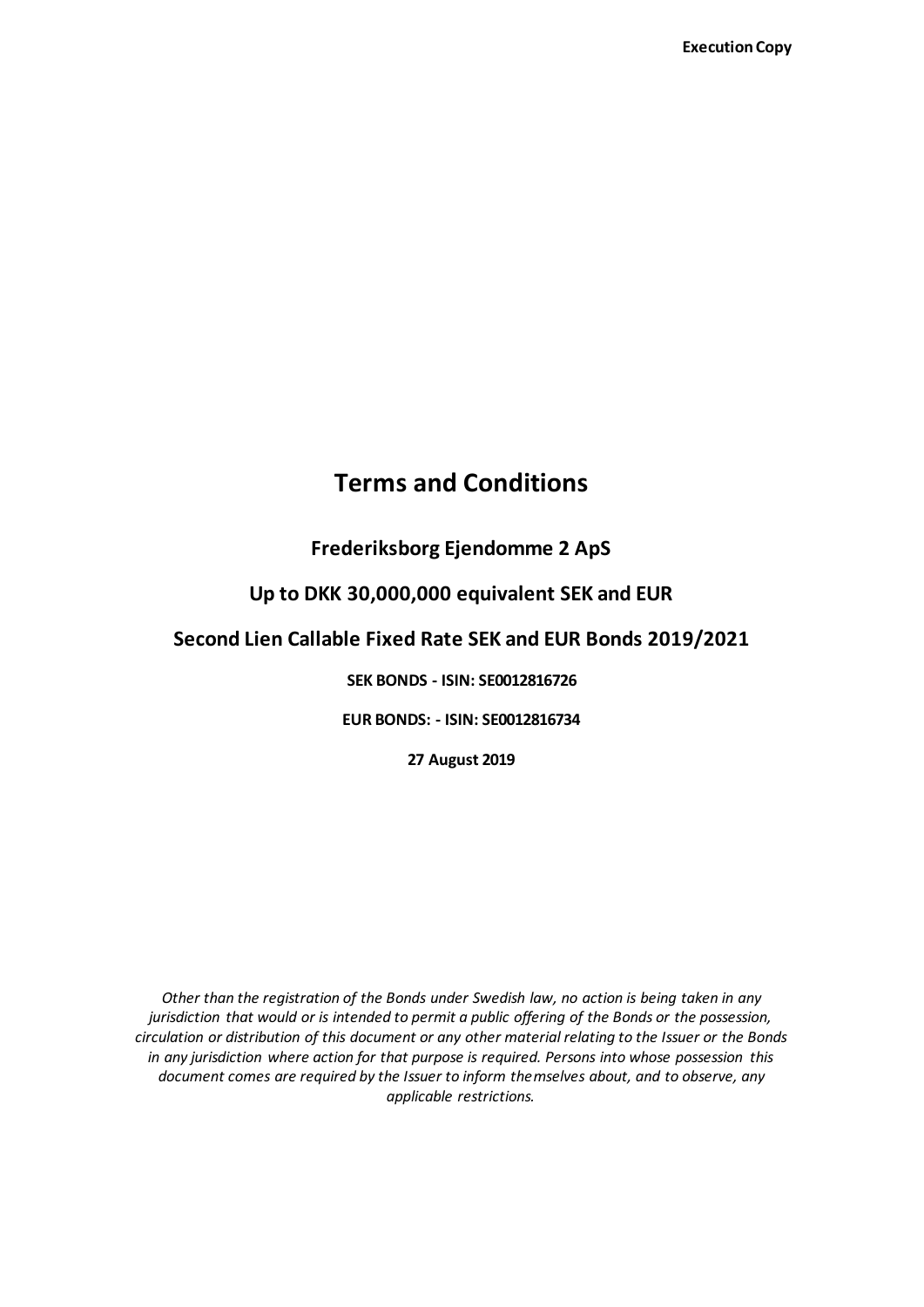**Execution Copy**

# Terms and Conditions

## Frederiksborg Ejendomme 2 ApS

## Up to DKK 30,000,000 equivalent SEK and EUR

## Second Lien Callable Fixed Rate SEK and EUR Bonds 2019/2021

**SEK BONDS - ISIN: SE0012816726**

**EUR BONDS: - ISIN: SE0012816734**

**27 August 2019**

*Other than the registration of the Bonds under Swedish law, no action is being taken in any jurisdiction that would or is intended to permit a public offering of the Bonds or the possession, circulation or distribution of this document or any other material relating to the Issuer or the Bonds in any jurisdiction where action for that purpose is required. Persons into whose possession this document comes are required by the Issuer to inform themselves about, and to observe, any applicable restrictions.*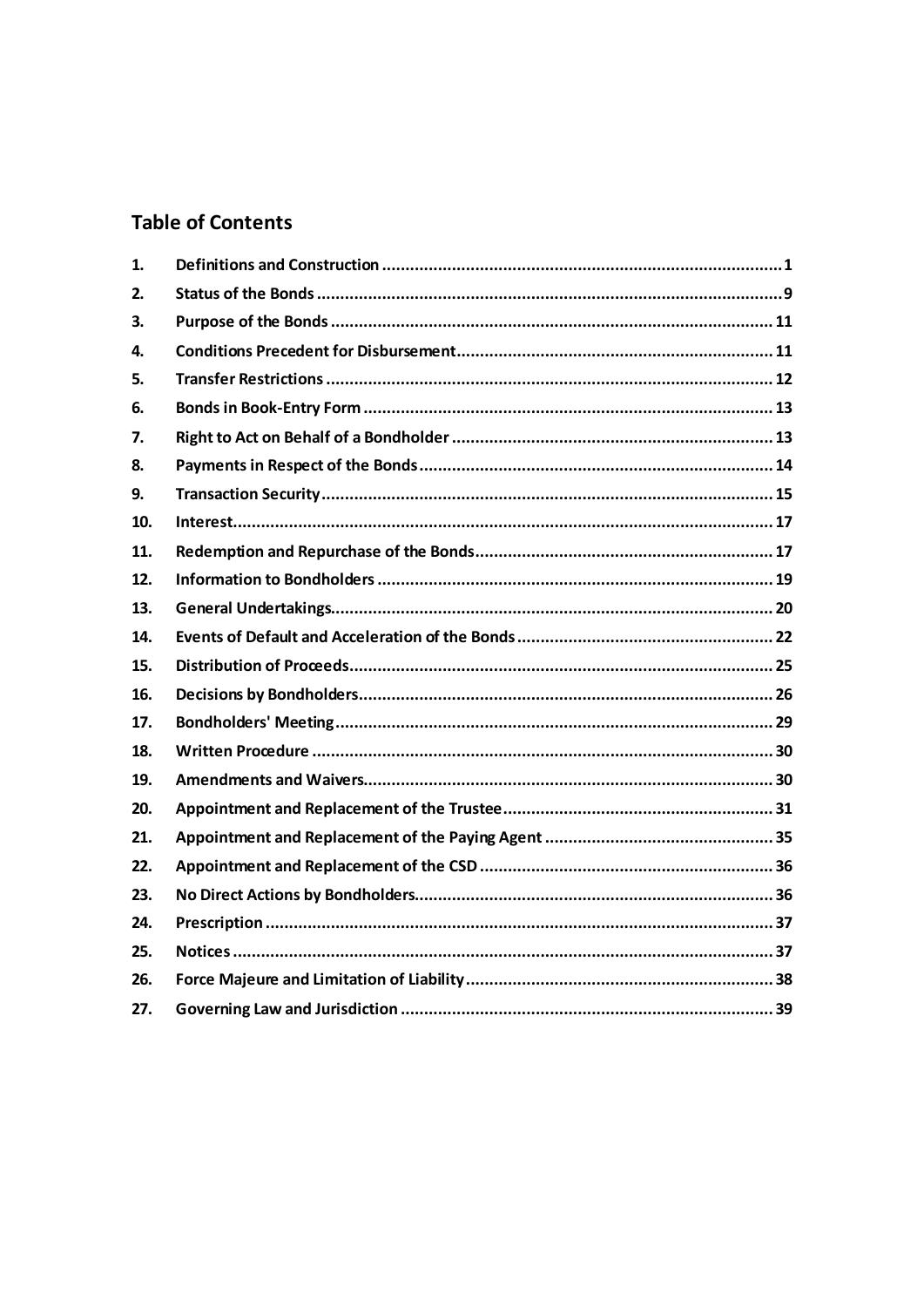## Table of Contents

| | | |
|---|---|---|
| 1. | Definitions and Construction | 1 |
| 2. | Status of the Bonds | 9 |
| 3. | Purpose of the Bonds | 11 |
| 4. | Conditions Precedent for Disbursement | 11 |
| 5. | Transfer Restrictions | 12 |
| 6. | Bonds in Book-Entry Form | 13 |
| 7. | Right to Act on Behalf of a Bondholder | 13 |
| 8. | Payments in Respect of the Bonds | 14 |
| 9. | Transaction Security | 15 |
| 10. | Interest | 17 |
| 11. | Redemption and Repurchase of the Bonds | 17 |
| 12. | Information to Bondholders | 19 |
| 13. | General Undertakings | 20 |
| 14. | Events of Default and Acceleration of the Bonds | 22 |
| 15. | Distribution of Proceeds | 25 |
| 16. | Decisions by Bondholders | 26 |
| 17. | Bondholders' Meeting | 29 |
| 18. | Written Procedure | 30 |
| 19. | Amendments and Waivers | 30 |
| 20. | Appointment and Replacement of the Trustee | 31 |
| 21. | Appointment and Replacement of the Paying Agent | 35 |
| 22. | Appointment and Replacement of the CSD | 36 |
| 23. | No Direct Actions by Bondholders | 36 |
| 24. | Prescription | 37 |
| 25. | Notices | 37 |
| 26. | Force Majeure and Limitation of Liability | 38 |
| 27. | Governing Law and Jurisdiction | 39 |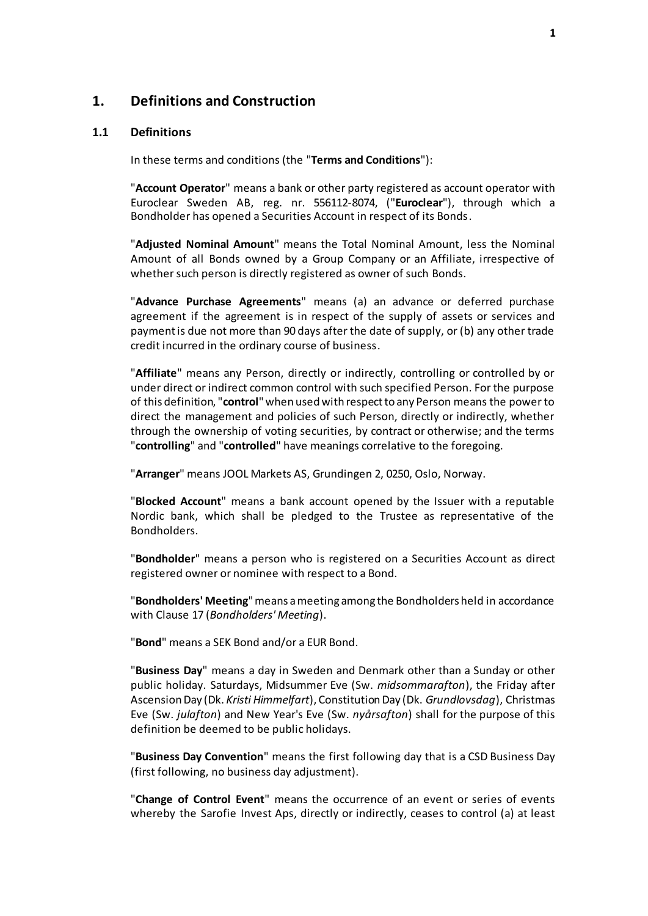# 1. Definitions and Construction

## 1.1 Definitions

In these terms and conditions (the "**Terms and Conditions**"):

"**Account Operator**" means a bank or other party registered as account operator with Euroclear Sweden AB, reg. nr. 556112-8074, ("**Euroclear**"), through which a Bondholder has opened a Securities Account in respect of its Bonds.

"**Adjusted Nominal Amount**" means the Total Nominal Amount, less the Nominal Amount of all Bonds owned by a Group Company or an Affiliate, irrespective of whether such person is directly registered as owner of such Bonds.

"**Advance Purchase Agreements**" means (a) an advance or deferred purchase agreement if the agreement is in respect of the supply of assets or services and payment is due not more than 90 days after the date of supply, or (b) any other trade credit incurred in the ordinary course of business.

"**Affiliate**" means any Person, directly or indirectly, controlling or controlled by or under direct or indirect common control with such specified Person. For the purpose of this definition, "**control**" when used with respect to any Person means the power to direct the management and policies of such Person, directly or indirectly, whether through the ownership of voting securities, by contract or otherwise; and the terms "**controlling**" and "**controlled**" have meanings correlative to the foregoing.

"**Arranger**" means JOOL Markets AS, Grundingen 2, 0250, Oslo, Norway.

"**Blocked Account**" means a bank account opened by the Issuer with a reputable Nordic bank, which shall be pledged to the Trustee as representative of the Bondholders.

"**Bondholder**" means a person who is registered on a Securities Account as direct registered owner or nominee with respect to a Bond.

"**Bondholders' Meeting**" means a meeting among the Bondholders held in accordance with Clause 17 (*Bondholders' Meeting*).

"**Bond**" means a SEK Bond and/or a EUR Bond.

"**Business Day**" means a day in Sweden and Denmark other than a Sunday or other public holiday. Saturdays, Midsummer Eve (Sw. *midsommarafton*), the Friday after Ascension Day (Dk. *Kristi Himmelfart*), Constitution Day (Dk. *Grundlovsdag*), Christmas Eve (Sw. *julafton*) and New Year's Eve (Sw. *nyårsafton*) shall for the purpose of this definition be deemed to be public holidays.

"**Business Day Convention**" means the first following day that is a CSD Business Day (first following, no business day adjustment).

"**Change of Control Event**" means the occurrence of an event or series of events whereby the Sarofie Invest Aps, directly or indirectly, ceases to control (a) at least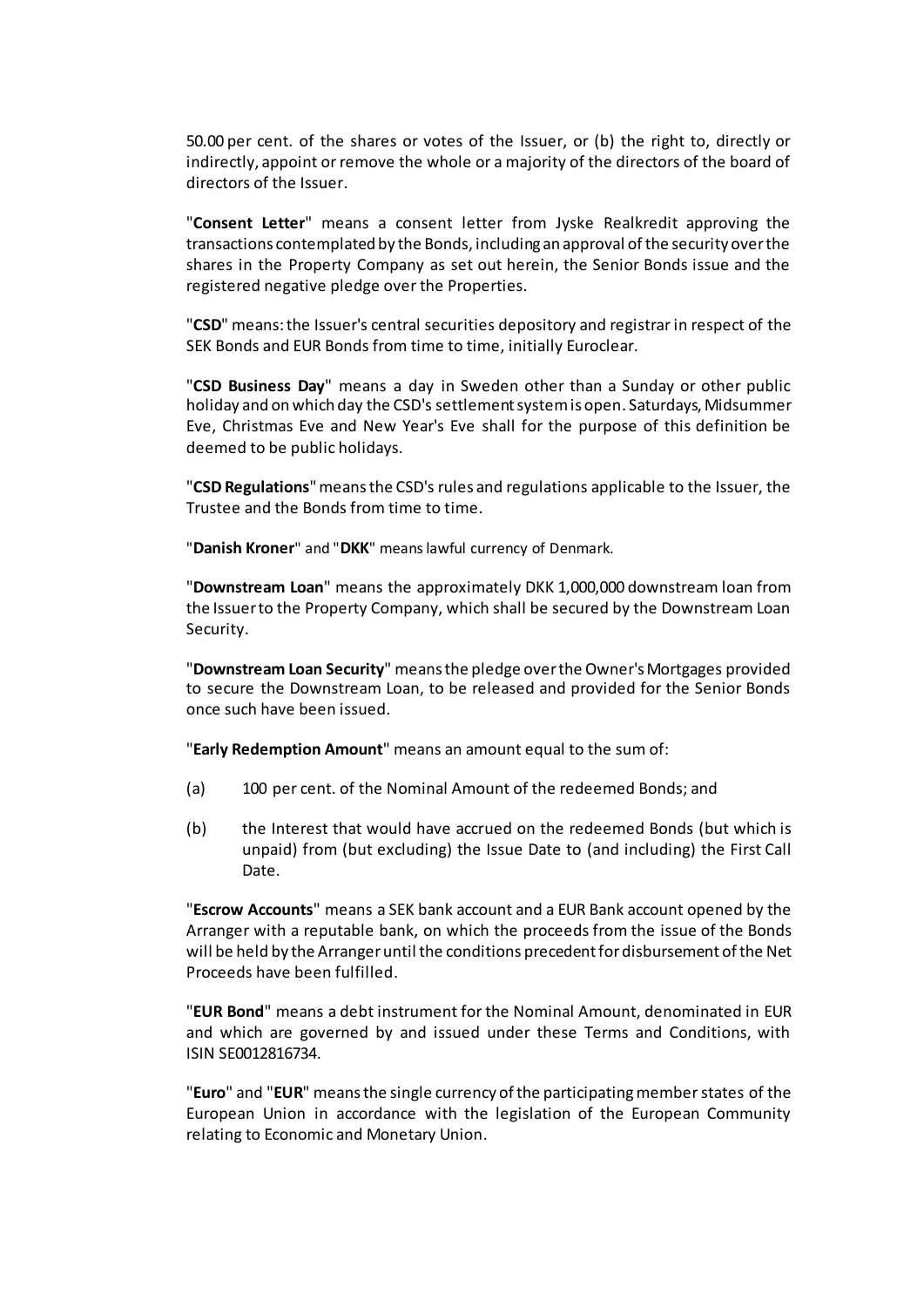50.00 per cent. of the shares or votes of the Issuer, or (b) the right to, directly or indirectly, appoint or remove the whole or a majority of the directors of the board of directors of the Issuer.

"**Consent Letter**" means a consent letter from Jyske Realkredit approving the transactions contemplated by the Bonds, including an approval of the security over the shares in the Property Company as set out herein, the Senior Bonds issue and the registered negative pledge over the Properties.

"**CSD**" means: the Issuer's central securities depository and registrar in respect of the SEK Bonds and EUR Bonds from time to time, initially Euroclear.

"**CSD Business Day**" means a day in Sweden other than a Sunday or other public holiday and on which day the CSD's settlement system is open. Saturdays, Midsummer Eve, Christmas Eve and New Year's Eve shall for the purpose of this definition be deemed to be public holidays.

"**CSD Regulations**" means the CSD's rules and regulations applicable to the Issuer, the Trustee and the Bonds from time to time.

"**Danish Kroner**" and "**DKK**" means lawful currency of Denmark.

"**Downstream Loan**" means the approximately DKK 1,000,000 downstream loan from the Issuer to the Property Company, which shall be secured by the Downstream Loan Security.

"**Downstream Loan Security**" means the pledge over the Owner's Mortgages provided to secure the Downstream Loan, to be released and provided for the Senior Bonds once such have been issued.

"**Early Redemption Amount**" means an amount equal to the sum of:

(a) 100 per cent. of the Nominal Amount of the redeemed Bonds; and

(b) the Interest that would have accrued on the redeemed Bonds (but which is unpaid) from (but excluding) the Issue Date to (and including) the First Call Date.

"**Escrow Accounts**" means a SEK bank account and a EUR Bank account opened by the Arranger with a reputable bank, on which the proceeds from the issue of the Bonds will be held by the Arranger until the conditions precedent for disbursement of the Net Proceeds have been fulfilled.

"**EUR Bond**" means a debt instrument for the Nominal Amount, denominated in EUR and which are governed by and issued under these Terms and Conditions, with ISIN SE0012816734.

"**Euro**" and "**EUR**" means the single currency of the participating member states of the European Union in accordance with the legislation of the European Community relating to Economic and Monetary Union.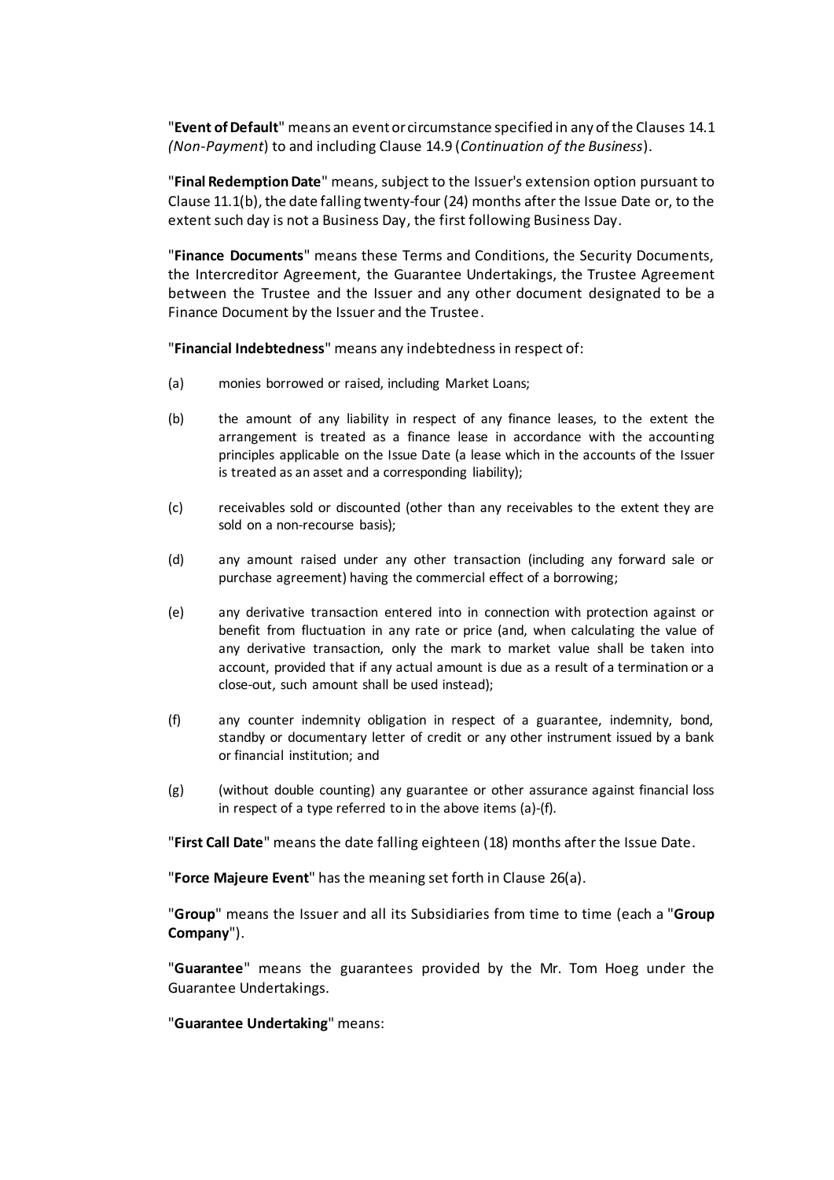"**Event of Default**" means an event or circumstance specified in any of the Clauses 14.1 *(Non-Payment*) to and including Clause 14.9 (*Continuation of the Business*).

"**Final Redemption Date**" means, subject to the Issuer's extension option pursuant to Clause 11.1(b), the date falling twenty-four (24) months after the Issue Date or, to the extent such day is not a Business Day, the first following Business Day.

"**Finance Documents**" means these Terms and Conditions, the Security Documents, the Intercreditor Agreement, the Guarantee Undertakings, the Trustee Agreement between the Trustee and the Issuer and any other document designated to be a Finance Document by the Issuer and the Trustee.

"**Financial Indebtedness**" means any indebtedness in respect of:

(a) monies borrowed or raised, including Market Loans;

(b) the amount of any liability in respect of any finance leases, to the extent the arrangement is treated as a finance lease in accordance with the accounting principles applicable on the Issue Date (a lease which in the accounts of the Issuer is treated as an asset and a corresponding liability);

(c) receivables sold or discounted (other than any receivables to the extent they are sold on a non-recourse basis);

(d) any amount raised under any other transaction (including any forward sale or purchase agreement) having the commercial effect of a borrowing;

(e) any derivative transaction entered into in connection with protection against or benefit from fluctuation in any rate or price (and, when calculating the value of any derivative transaction, only the mark to market value shall be taken into account, provided that if any actual amount is due as a result of a termination or a close-out, such amount shall be used instead);

(f) any counter indemnity obligation in respect of a guarantee, indemnity, bond, standby or documentary letter of credit or any other instrument issued by a bank or financial institution; and

(g) (without double counting) any guarantee or other assurance against financial loss in respect of a type referred to in the above items (a)-(f).

"**First Call Date**" means the date falling eighteen (18) months after the Issue Date.

"**Force Majeure Event**" has the meaning set forth in Clause 26(a).

"**Group**" means the Issuer and all its Subsidiaries from time to time (each a "**Group Company**").

"**Guarantee**" means the guarantees provided by the Mr. Tom Hoeg under the Guarantee Undertakings.

"**Guarantee Undertaking**" means: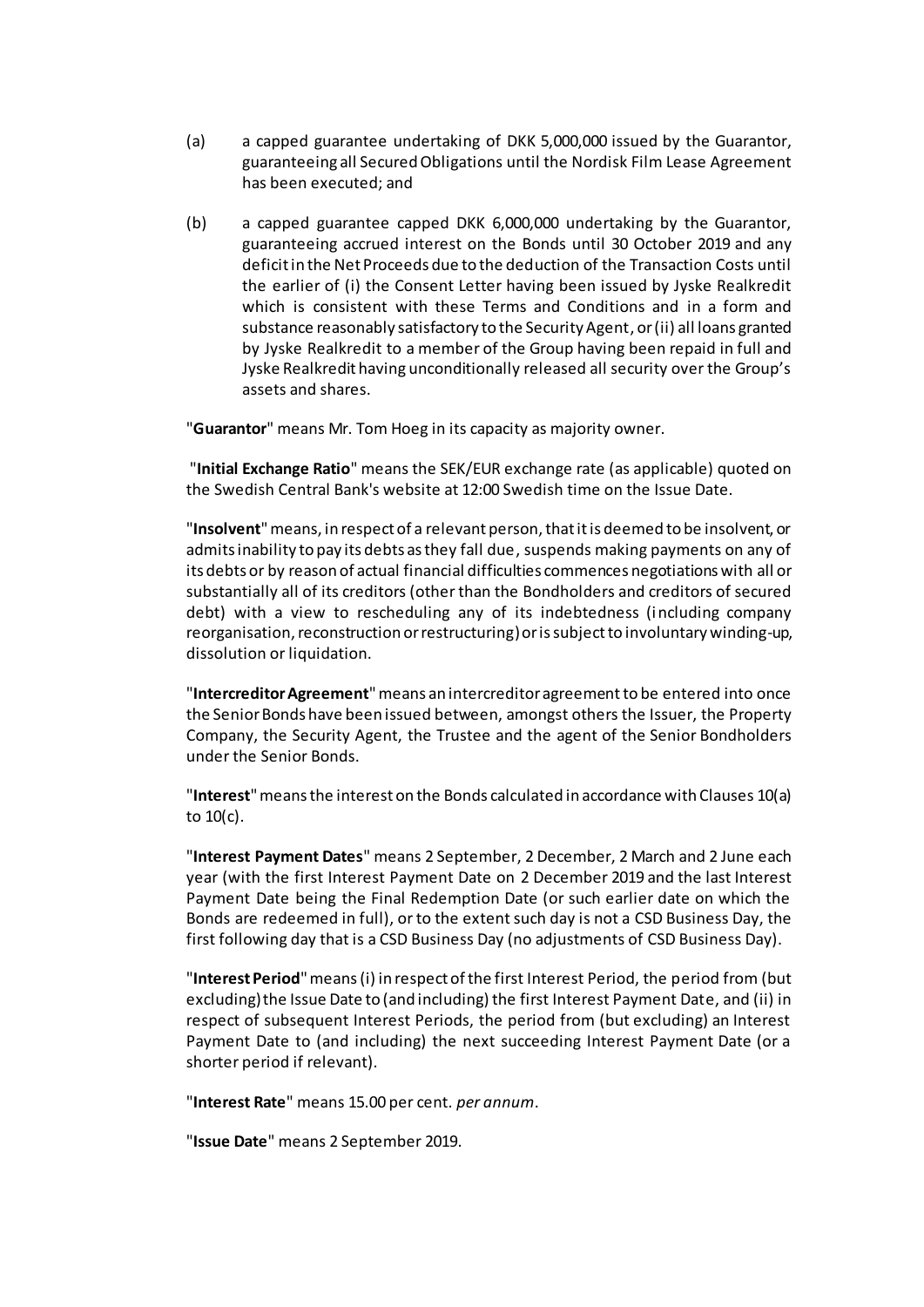(a) a capped guarantee undertaking of DKK 5,000,000 issued by the Guarantor, guaranteeing all Secured Obligations until the Nordisk Film Lease Agreement has been executed; and

(b) a capped guarantee capped DKK 6,000,000 undertaking by the Guarantor, guaranteeing accrued interest on the Bonds until 30 October 2019 and any deficit in the Net Proceeds due to the deduction of the Transaction Costs until the earlier of (i) the Consent Letter having been issued by Jyske Realkredit which is consistent with these Terms and Conditions and in a form and substance reasonably satisfactory to the Security Agent, or (ii) all loans granted by Jyske Realkredit to a member of the Group having been repaid in full and Jyske Realkredit having unconditionally released all security over the Group's assets and shares.

"**Guarantor**" means Mr. Tom Hoeg in its capacity as majority owner.

"**Initial Exchange Ratio**" means the SEK/EUR exchange rate (as applicable) quoted on the Swedish Central Bank's website at 12:00 Swedish time on the Issue Date.

"**Insolvent**" means, in respect of a relevant person, that it is deemed to be insolvent, or admits inability to pay its debts as they fall due, suspends making payments on any of its debts or by reason of actual financial difficulties commences negotiations with all or substantially all of its creditors (other than the Bondholders and creditors of secured debt) with a view to rescheduling any of its indebtedness (including company reorganisation, reconstruction or restructuring) or is subject to involuntary winding-up, dissolution or liquidation.

"**Intercreditor Agreement**" means an intercreditor agreement to be entered into once the Senior Bonds have been issued between, amongst others the Issuer, the Property Company, the Security Agent, the Trustee and the agent of the Senior Bondholders under the Senior Bonds.

"**Interest**" means the interest on the Bonds calculated in accordance with Clauses 10(a) to 10(c).

"**Interest Payment Dates**" means 2 September, 2 December, 2 March and 2 June each year (with the first Interest Payment Date on 2 December 2019 and the last Interest Payment Date being the Final Redemption Date (or such earlier date on which the Bonds are redeemed in full), or to the extent such day is not a CSD Business Day, the first following day that is a CSD Business Day (no adjustments of CSD Business Day).

"**Interest Period**" means (i) in respect of the first Interest Period, the period from (but excluding) the Issue Date to (and including) the first Interest Payment Date, and (ii) in respect of subsequent Interest Periods, the period from (but excluding) an Interest Payment Date to (and including) the next succeeding Interest Payment Date (or a shorter period if relevant).

"**Interest Rate**" means 15.00 per cent. *per annum*.

"**Issue Date**" means 2 September 2019.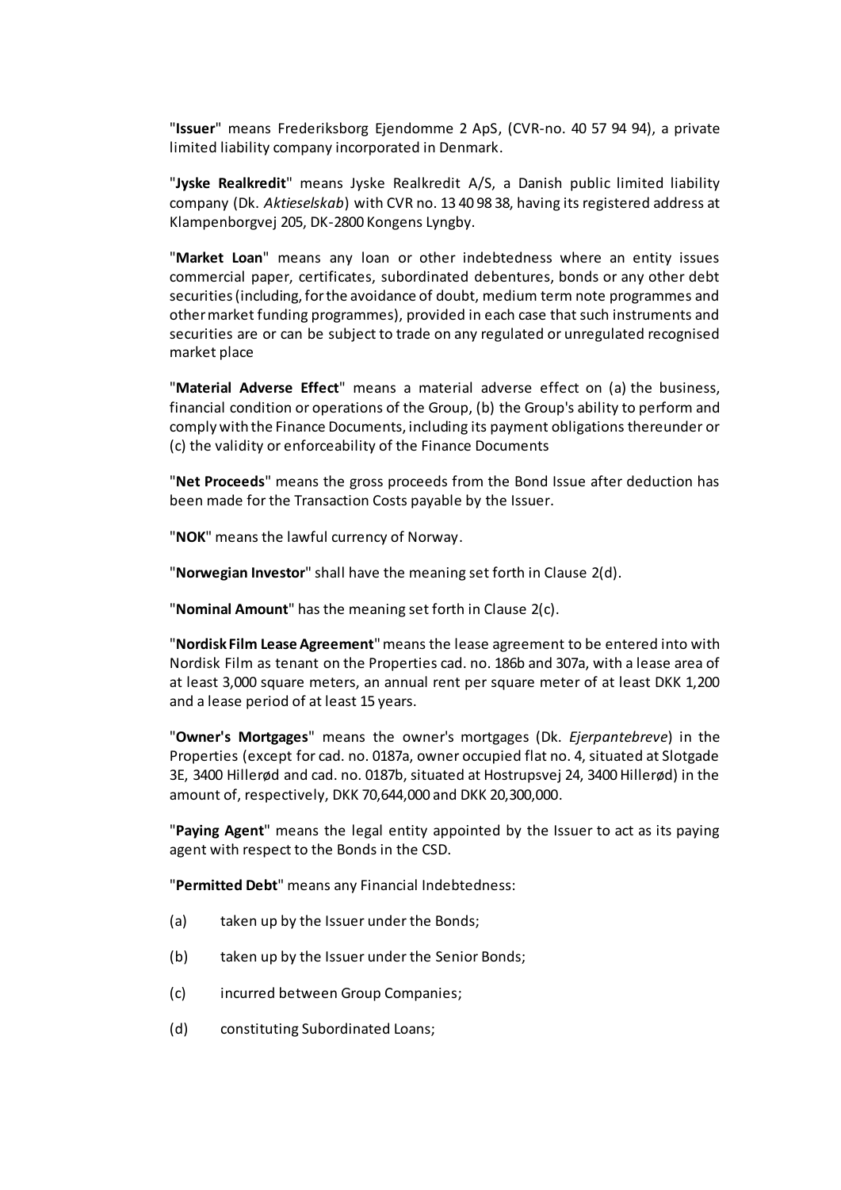"**Issuer**" means Frederiksborg Ejendomme 2 ApS, (CVR-no. 40 57 94 94), a private limited liability company incorporated in Denmark.

"**Jyske Realkredit**" means Jyske Realkredit A/S, a Danish public limited liability company (Dk. *Aktieselskab*) with CVR no. 13 40 98 38, having its registered address at Klampenborgvej 205, DK-2800 Kongens Lyngby.

"**Market Loan**" means any loan or other indebtedness where an entity issues commercial paper, certificates, subordinated debentures, bonds or any other debt securities (including, for the avoidance of doubt, medium term note programmes and other market funding programmes), provided in each case that such instruments and securities are or can be subject to trade on any regulated or unregulated recognised market place

"**Material Adverse Effect**" means a material adverse effect on (a) the business, financial condition or operations of the Group, (b) the Group's ability to perform and comply with the Finance Documents, including its payment obligations thereunder or (c) the validity or enforceability of the Finance Documents

"**Net Proceeds**" means the gross proceeds from the Bond Issue after deduction has been made for the Transaction Costs payable by the Issuer.

"**NOK**" means the lawful currency of Norway.

"**Norwegian Investor**" shall have the meaning set forth in Clause 2(d).

"**Nominal Amount**" has the meaning set forth in Clause 2(c).

"**Nordisk Film Lease Agreement**" means the lease agreement to be entered into with Nordisk Film as tenant on the Properties cad. no. 186b and 307a, with a lease area of at least 3,000 square meters, an annual rent per square meter of at least DKK 1,200 and a lease period of at least 15 years.

"**Owner's Mortgages**" means the owner's mortgages (Dk. *Ejerpantebreve*) in the Properties (except for cad. no. 0187a, owner occupied flat no. 4, situated at Slotgade 3E, 3400 Hillerød and cad. no. 0187b, situated at Hostrupsvej 24, 3400 Hillerød) in the amount of, respectively, DKK 70,644,000 and DKK 20,300,000.

"**Paying Agent**" means the legal entity appointed by the Issuer to act as its paying agent with respect to the Bonds in the CSD.

"**Permitted Debt**" means any Financial Indebtedness:

(a) taken up by the Issuer under the Bonds;

(b) taken up by the Issuer under the Senior Bonds;

(c) incurred between Group Companies;

(d) constituting Subordinated Loans;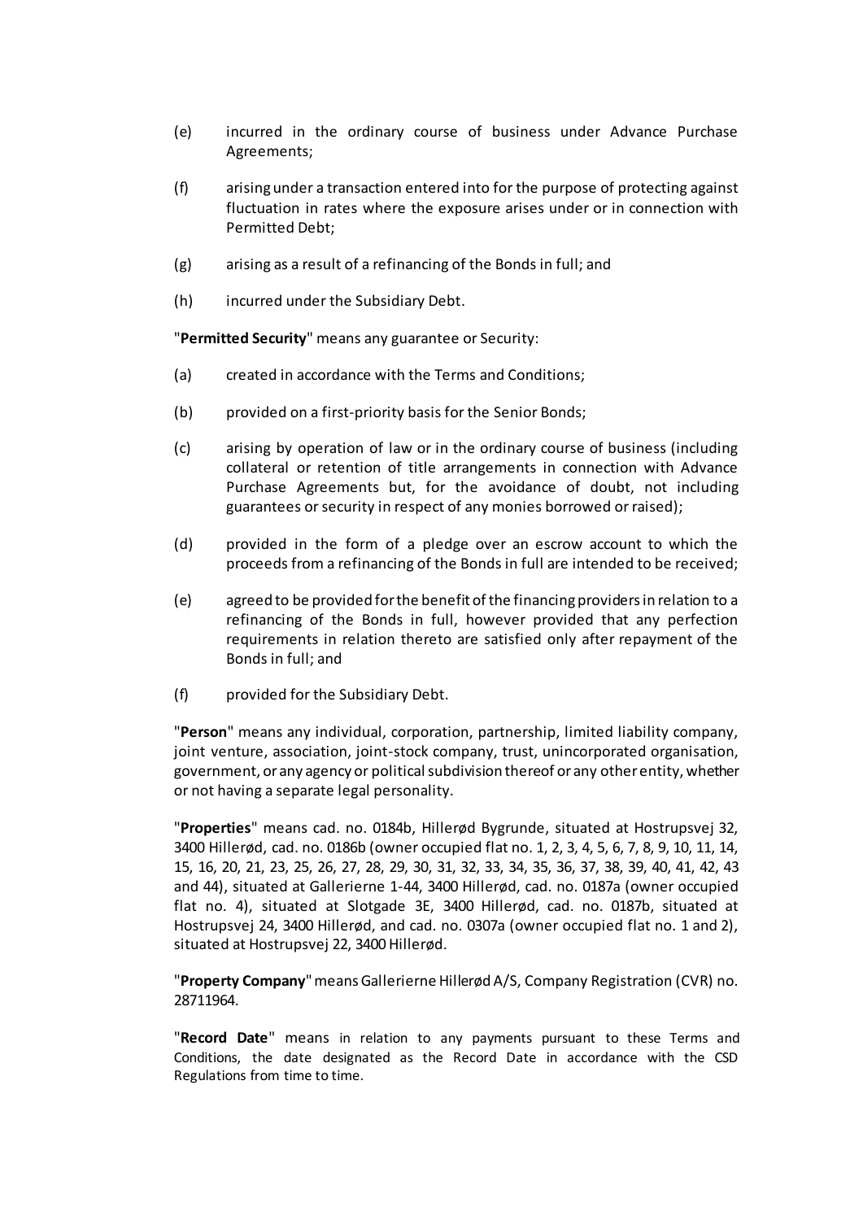(e) incurred in the ordinary course of business under Advance Purchase Agreements;

(f) arising under a transaction entered into for the purpose of protecting against fluctuation in rates where the exposure arises under or in connection with Permitted Debt;

(g) arising as a result of a refinancing of the Bonds in full; and

(h) incurred under the Subsidiary Debt.

"**Permitted Security**" means any guarantee or Security:

(a) created in accordance with the Terms and Conditions;

(b) provided on a first-priority basis for the Senior Bonds;

(c) arising by operation of law or in the ordinary course of business (including collateral or retention of title arrangements in connection with Advance Purchase Agreements but, for the avoidance of doubt, not including guarantees or security in respect of any monies borrowed or raised);

(d) provided in the form of a pledge over an escrow account to which the proceeds from a refinancing of the Bonds in full are intended to be received;

(e) agreed to be provided for the benefit of the financing providers in relation to a refinancing of the Bonds in full, however provided that any perfection requirements in relation thereto are satisfied only after repayment of the Bonds in full; and

(f) provided for the Subsidiary Debt.

"**Person**" means any individual, corporation, partnership, limited liability company, joint venture, association, joint-stock company, trust, unincorporated organisation, government, or any agency or political subdivision thereof or any other entity, whether or not having a separate legal personality.

"**Properties**" means cad. no. 0184b, Hillerød Bygrunde, situated at Hostrupsvej 32, 3400 Hillerød, cad. no. 0186b (owner occupied flat no. 1, 2, 3, 4, 5, 6, 7, 8, 9, 10, 11, 14, 15, 16, 20, 21, 23, 25, 26, 27, 28, 29, 30, 31, 32, 33, 34, 35, 36, 37, 38, 39, 40, 41, 42, 43 and 44), situated at Gallerierne 1-44, 3400 Hillerød, cad. no. 0187a (owner occupied flat no. 4), situated at Slotgade 3E, 3400 Hillerød, cad. no. 0187b, situated at Hostrupsvej 24, 3400 Hillerød, and cad. no. 0307a (owner occupied flat no. 1 and 2), situated at Hostrupsvej 22, 3400 Hillerød.

"**Property Company**" means Gallerierne Hillerød A/S, Company Registration (CVR) no. 28711964.

"**Record Date**" means in relation to any payments pursuant to these Terms and Conditions, the date designated as the Record Date in accordance with the CSD Regulations from time to time.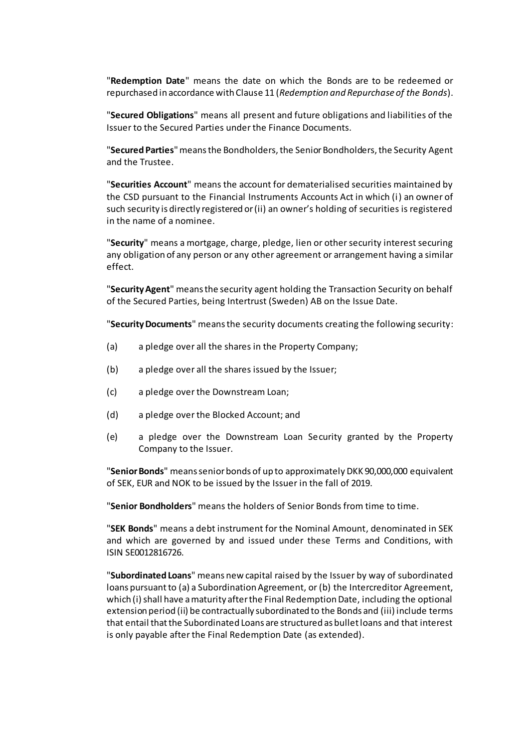"**Redemption Date**" means the date on which the Bonds are to be redeemed or repurchased in accordance with Clause 11 (*Redemption and Repurchase of the Bonds*).

"**Secured Obligations**" means all present and future obligations and liabilities of the Issuer to the Secured Parties under the Finance Documents.

"**Secured Parties**" means the Bondholders, the Senior Bondholders, the Security Agent and the Trustee.

"**Securities Account**" means the account for dematerialised securities maintained by the CSD pursuant to the Financial Instruments Accounts Act in which (i) an owner of such security is directly registered or (ii) an owner's holding of securities is registered in the name of a nominee.

"**Security**" means a mortgage, charge, pledge, lien or other security interest securing any obligation of any person or any other agreement or arrangement having a similar effect.

"**Security Agent**" means the security agent holding the Transaction Security on behalf of the Secured Parties, being Intertrust (Sweden) AB on the Issue Date.

"**Security Documents**" means the security documents creating the following security:

(a) a pledge over all the shares in the Property Company;

(b) a pledge over all the shares issued by the Issuer;

(c) a pledge over the Downstream Loan;

(d) a pledge over the Blocked Account; and

(e) a pledge over the Downstream Loan Security granted by the Property Company to the Issuer.

"**Senior Bonds**" means senior bonds of up to approximately DKK 90,000,000 equivalent of SEK, EUR and NOK to be issued by the Issuer in the fall of 2019.

"**Senior Bondholders**" means the holders of Senior Bonds from time to time.

"**SEK Bonds**" means a debt instrument for the Nominal Amount, denominated in SEK and which are governed by and issued under these Terms and Conditions, with ISIN SE0012816726.

"**Subordinated Loans**" means new capital raised by the Issuer by way of subordinated loans pursuant to (a) a Subordination Agreement, or (b) the Intercreditor Agreement, which (i) shall have a maturity after the Final Redemption Date, including the optional extension period (ii) be contractually subordinated to the Bonds and (iii) include terms that entail that the Subordinated Loans are structured as bullet loans and that interest is only payable after the Final Redemption Date (as extended).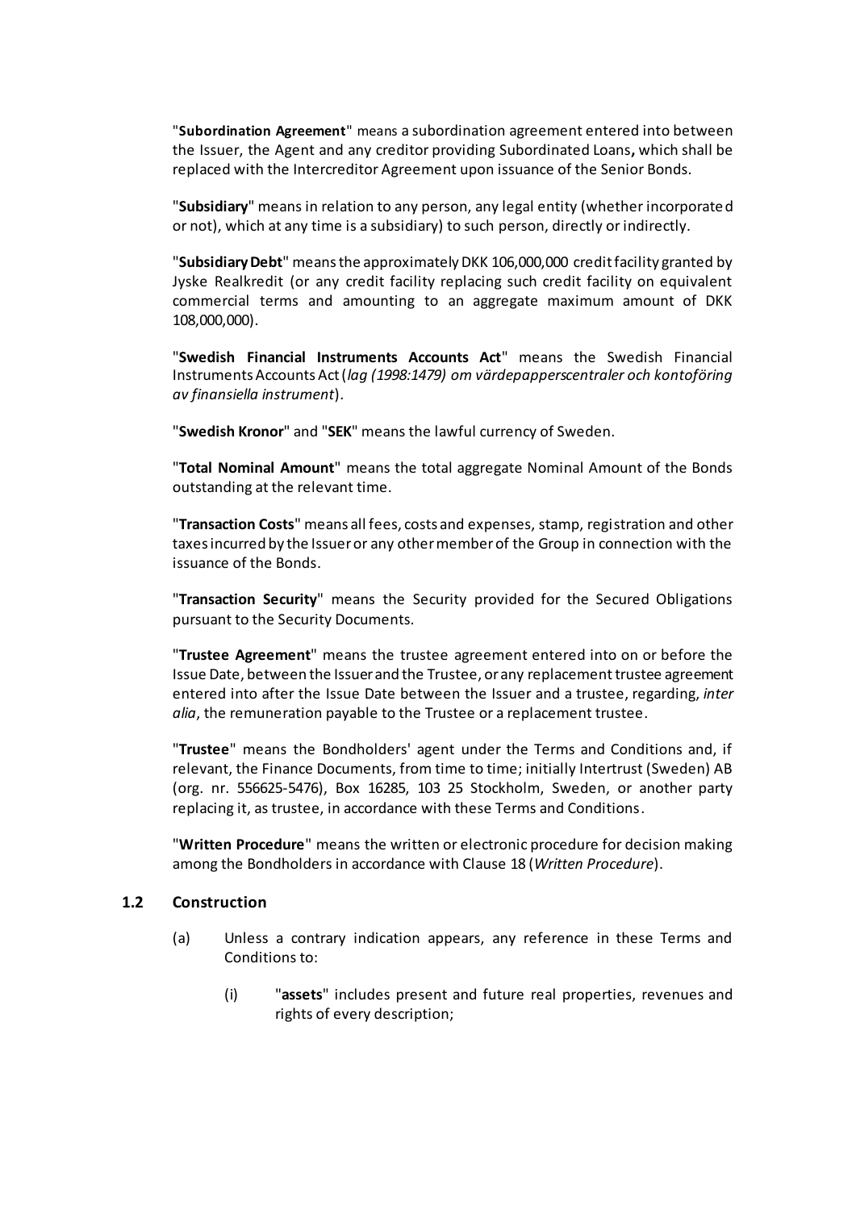"**Subordination Agreement**" means a subordination agreement entered into between the Issuer, the Agent and any creditor providing Subordinated Loans**,** which shall be replaced with the Intercreditor Agreement upon issuance of the Senior Bonds.

"**Subsidiary**" means in relation to any person, any legal entity (whether incorporated or not), which at any time is a subsidiary) to such person, directly or indirectly.

"**Subsidiary Debt**" means the approximately DKK 106,000,000 credit facility granted by Jyske Realkredit (or any credit facility replacing such credit facility on equivalent commercial terms and amounting to an aggregate maximum amount of DKK 108,000,000).

"**Swedish Financial Instruments Accounts Act**" means the Swedish Financial Instruments Accounts Act (*lag (1998:1479) om värdepapperscentraler och kontoföring av finansiella instrument*).

"**Swedish Kronor**" and "**SEK**" means the lawful currency of Sweden.

"**Total Nominal Amount**" means the total aggregate Nominal Amount of the Bonds outstanding at the relevant time.

"**Transaction Costs**" means all fees, costs and expenses, stamp, registration and other taxes incurred by the Issuer or any other member of the Group in connection with the issuance of the Bonds.

"**Transaction Security**" means the Security provided for the Secured Obligations pursuant to the Security Documents.

"**Trustee Agreement**" means the trustee agreement entered into on or before the Issue Date, between the Issuer and the Trustee, or any replacement trustee agreement entered into after the Issue Date between the Issuer and a trustee, regarding, *inter alia*, the remuneration payable to the Trustee or a replacement trustee.

"**Trustee**" means the Bondholders' agent under the Terms and Conditions and, if relevant, the Finance Documents, from time to time; initially Intertrust (Sweden) AB (org. nr. 556625-5476), Box 16285, 103 25 Stockholm, Sweden, or another party replacing it, as trustee, in accordance with these Terms and Conditions.

"**Written Procedure**" means the written or electronic procedure for decision making among the Bondholders in accordance with Clause 18 (*Written Procedure*).

### 1.2 Construction

(a) Unless a contrary indication appears, any reference in these Terms and Conditions to:

(i) "**assets**" includes present and future real properties, revenues and rights of every description;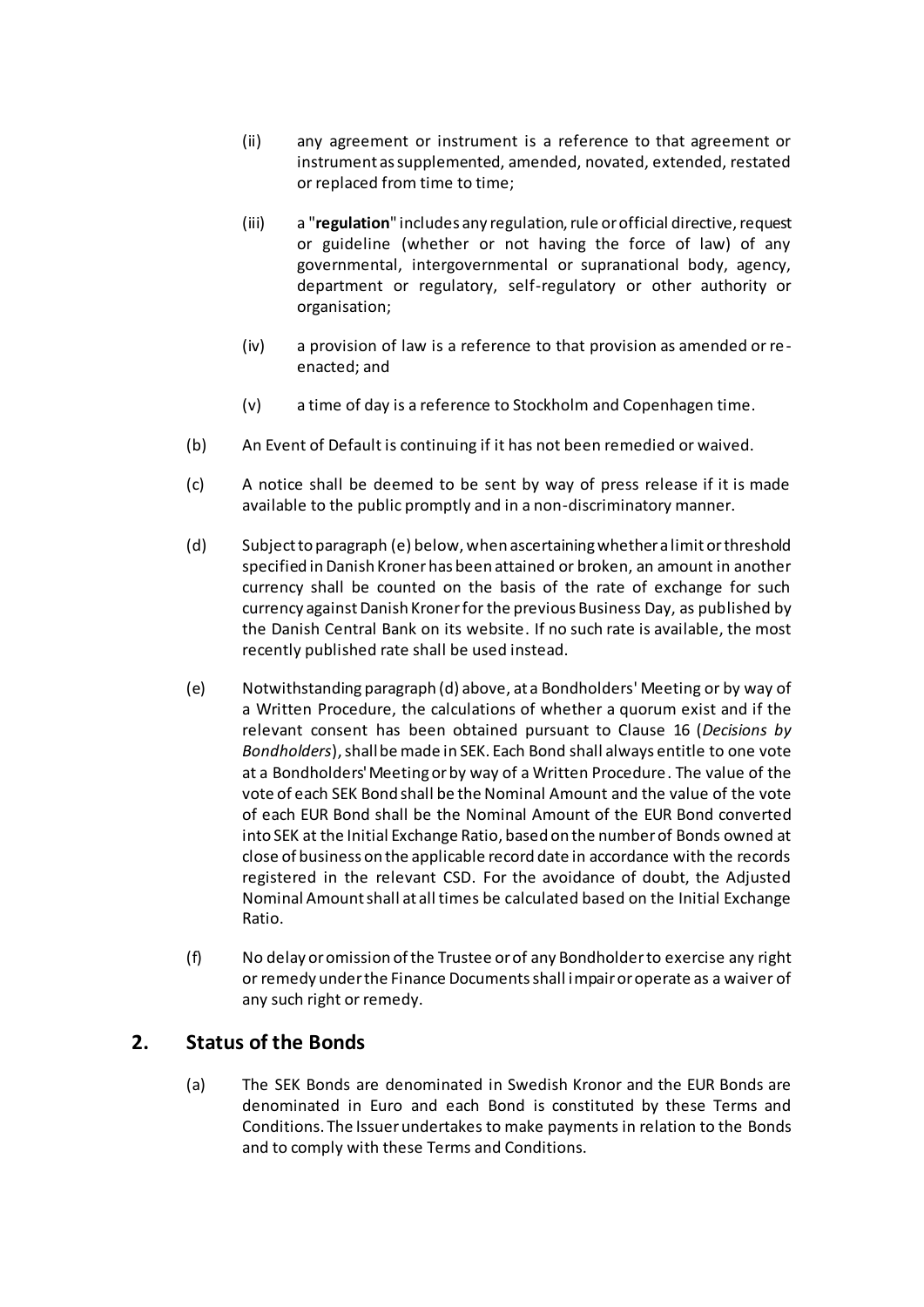(ii) any agreement or instrument is a reference to that agreement or instrument as supplemented, amended, novated, extended, restated or replaced from time to time;

(iii) a "**regulation**" includes any regulation, rule or official directive, request or guideline (whether or not having the force of law) of any governmental, intergovernmental or supranational body, agency, department or regulatory, self-regulatory or other authority or organisation;

(iv) a provision of law is a reference to that provision as amended or re-enacted; and

(v) a time of day is a reference to Stockholm and Copenhagen time.

(b) An Event of Default is continuing if it has not been remedied or waived.

(c) A notice shall be deemed to be sent by way of press release if it is made available to the public promptly and in a non-discriminatory manner.

(d) Subject to paragraph (e) below, when ascertaining whether a limit or threshold specified in Danish Kroner has been attained or broken, an amount in another currency shall be counted on the basis of the rate of exchange for such currency against Danish Kroner for the previous Business Day, as published by the Danish Central Bank on its website. If no such rate is available, the most recently published rate shall be used instead.

(e) Notwithstanding paragraph (d) above, at a Bondholders' Meeting or by way of a Written Procedure, the calculations of whether a quorum exist and if the relevant consent has been obtained pursuant to Clause 16 (*Decisions by Bondholders*), shall be made in SEK. Each Bond shall always entitle to one vote at a Bondholders' Meeting or by way of a Written Procedure. The value of the vote of each SEK Bond shall be the Nominal Amount and the value of the vote of each EUR Bond shall be the Nominal Amount of the EUR Bond converted into SEK at the Initial Exchange Ratio, based on the number of Bonds owned at close of business on the applicable record date in accordance with the records registered in the relevant CSD. For the avoidance of doubt, the Adjusted Nominal Amount shall at all times be calculated based on the Initial Exchange Ratio.

(f) No delay or omission of the Trustee or of any Bondholder to exercise any right or remedy under the Finance Documents shall impair or operate as a waiver of any such right or remedy.

## 2. Status of the Bonds

(a) The SEK Bonds are denominated in Swedish Kronor and the EUR Bonds are denominated in Euro and each Bond is constituted by these Terms and Conditions. The Issuer undertakes to make payments in relation to the Bonds and to comply with these Terms and Conditions.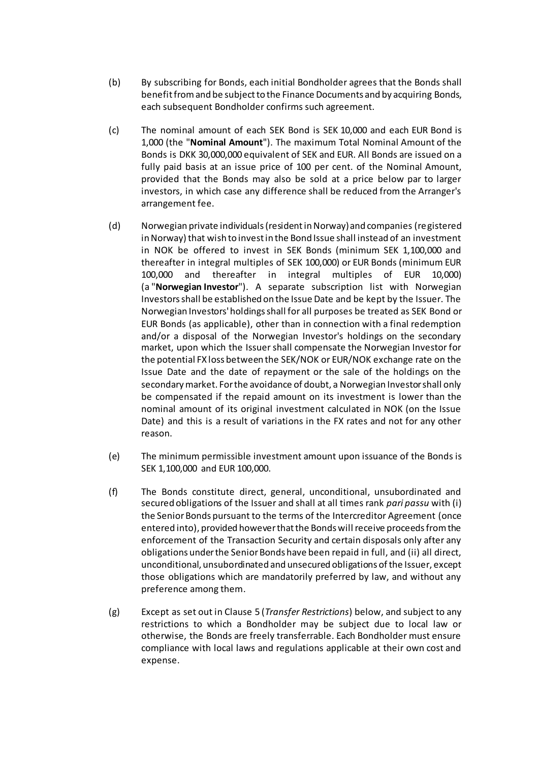(b) By subscribing for Bonds, each initial Bondholder agrees that the Bonds shall benefit from and be subject to the Finance Documents and by acquiring Bonds, each subsequent Bondholder confirms such agreement.

(c) The nominal amount of each SEK Bond is SEK 10,000 and each EUR Bond is 1,000 (the "**Nominal Amount**"). The maximum Total Nominal Amount of the Bonds is DKK 30,000,000 equivalent of SEK and EUR. All Bonds are issued on a fully paid basis at an issue price of 100 per cent. of the Nominal Amount, provided that the Bonds may also be sold at a price below par to larger investors, in which case any difference shall be reduced from the Arranger's arrangement fee.

(d) Norwegian private individuals (resident in Norway) and companies (registered in Norway) that wish to invest in the Bond Issue shall instead of an investment in NOK be offered to invest in SEK Bonds (minimum SEK 1,100,000 and thereafter in integral multiples of SEK 100,000) or EUR Bonds (minimum EUR 100,000 and thereafter in integral multiples of EUR 10,000) (a "**Norwegian Investor**"). A separate subscription list with Norwegian Investors shall be established on the Issue Date and be kept by the Issuer. The Norwegian Investors' holdings shall for all purposes be treated as SEK Bond or EUR Bonds (as applicable), other than in connection with a final redemption and/or a disposal of the Norwegian Investor's holdings on the secondary market, upon which the Issuer shall compensate the Norwegian Investor for the potential FX loss between the SEK/NOK or EUR/NOK exchange rate on the Issue Date and the date of repayment or the sale of the holdings on the secondary market. For the avoidance of doubt, a Norwegian Investor shall only be compensated if the repaid amount on its investment is lower than the nominal amount of its original investment calculated in NOK (on the Issue Date) and this is a result of variations in the FX rates and not for any other reason.

(e) The minimum permissible investment amount upon issuance of the Bonds is SEK 1,100,000 and EUR 100,000.

(f) The Bonds constitute direct, general, unconditional, unsubordinated and secured obligations of the Issuer and shall at all times rank *pari passu* with (i) the Senior Bonds pursuant to the terms of the Intercreditor Agreement (once entered into), provided however that the Bonds will receive proceeds from the enforcement of the Transaction Security and certain disposals only after any obligations under the Senior Bonds have been repaid in full, and (ii) all direct, unconditional, unsubordinated and unsecured obligations of the Issuer, except those obligations which are mandatorily preferred by law, and without any preference among them.

(g) Except as set out in Clause 5 (*Transfer Restrictions*) below, and subject to any restrictions to which a Bondholder may be subject due to local law or otherwise, the Bonds are freely transferrable. Each Bondholder must ensure compliance with local laws and regulations applicable at their own cost and expense.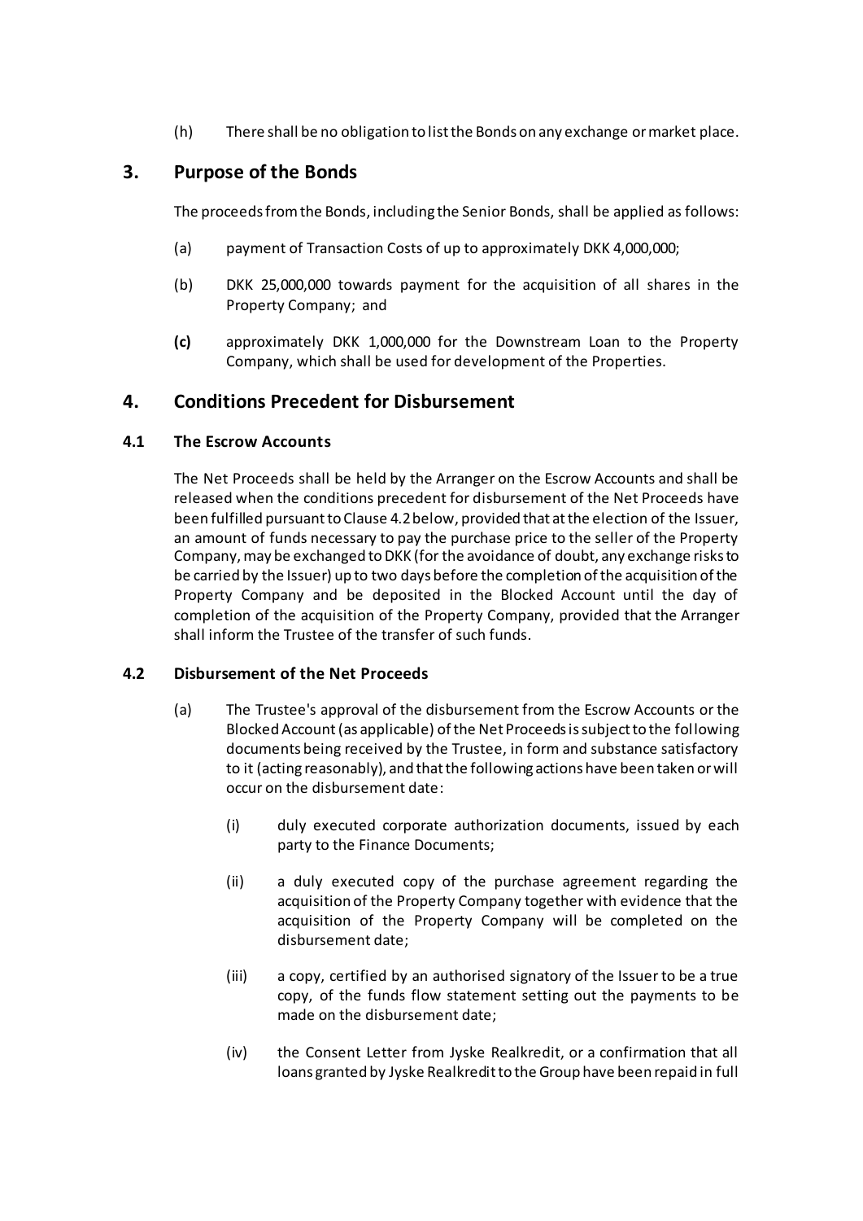(h) There shall be no obligation to list the Bonds on any exchange or market place.

## 3. Purpose of the Bonds

The proceeds from the Bonds, including the Senior Bonds, shall be applied as follows:

(a) payment of Transaction Costs of up to approximately DKK 4,000,000;

(b) DKK 25,000,000 towards payment for the acquisition of all shares in the Property Company; and

**(c)** approximately DKK 1,000,000 for the Downstream Loan to the Property Company, which shall be used for development of the Properties.

## 4. Conditions Precedent for Disbursement

### 4.1 The Escrow Accounts

The Net Proceeds shall be held by the Arranger on the Escrow Accounts and shall be released when the conditions precedent for disbursement of the Net Proceeds have been fulfilled pursuant to Clause 4.2 below, provided that at the election of the Issuer, an amount of funds necessary to pay the purchase price to the seller of the Property Company, may be exchanged to DKK (for the avoidance of doubt, any exchange risks to be carried by the Issuer) up to two days before the completion of the acquisition of the Property Company and be deposited in the Blocked Account until the day of completion of the acquisition of the Property Company, provided that the Arranger shall inform the Trustee of the transfer of such funds.

### 4.2 Disbursement of the Net Proceeds

(a) The Trustee's approval of the disbursement from the Escrow Accounts or the Blocked Account (as applicable) of the Net Proceeds is subject to the following documents being received by the Trustee, in form and substance satisfactory to it (acting reasonably), and that the following actions have been taken or will occur on the disbursement date:

(i) duly executed corporate authorization documents, issued by each party to the Finance Documents;

(ii) a duly executed copy of the purchase agreement regarding the acquisition of the Property Company together with evidence that the acquisition of the Property Company will be completed on the disbursement date;

(iii) a copy, certified by an authorised signatory of the Issuer to be a true copy, of the funds flow statement setting out the payments to be made on the disbursement date;

(iv) the Consent Letter from Jyske Realkredit, or a confirmation that all loans granted by Jyske Realkredit to the Group have been repaid in full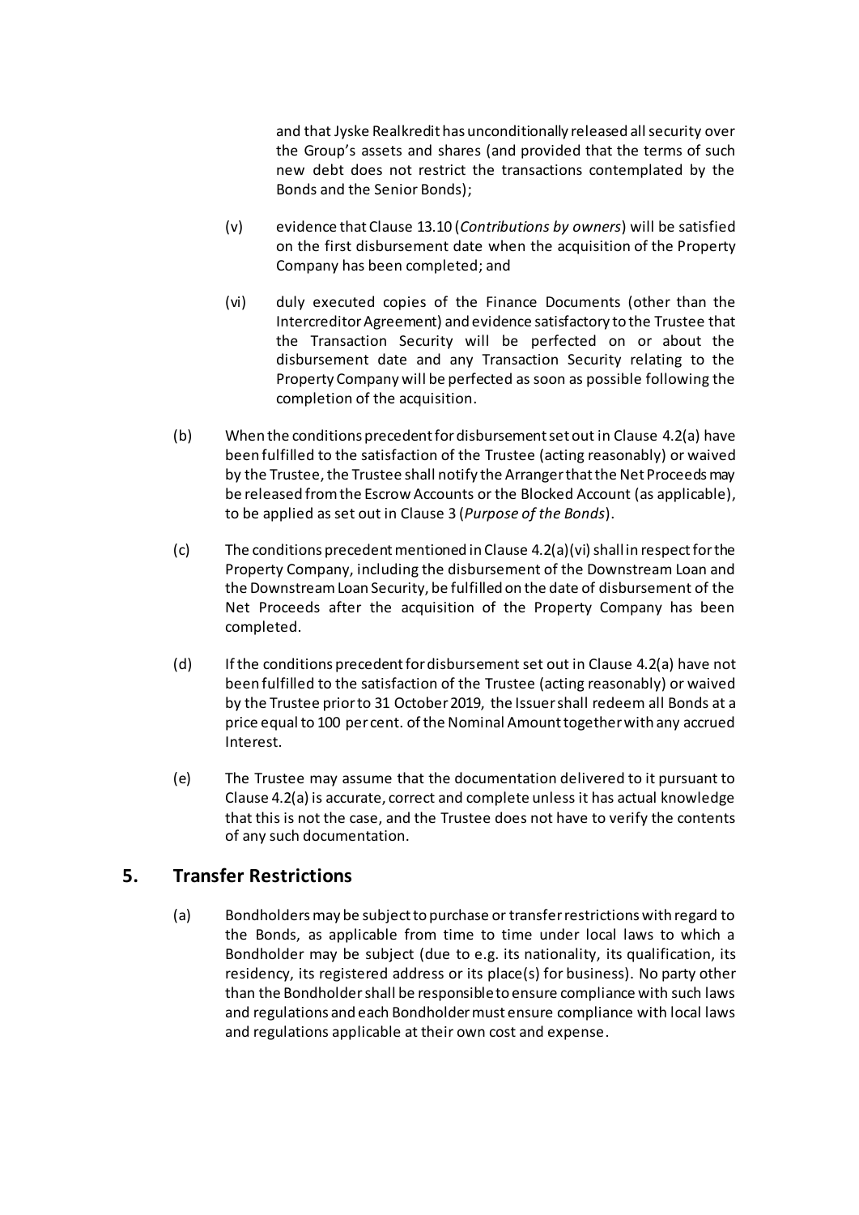and that Jyske Realkredit has unconditionally released all security over the Group's assets and shares (and provided that the terms of such new debt does not restrict the transactions contemplated by the Bonds and the Senior Bonds);

(v) evidence that Clause 13.10 (*Contributions by owners*) will be satisfied on the first disbursement date when the acquisition of the Property Company has been completed; and

(vi) duly executed copies of the Finance Documents (other than the Intercreditor Agreement) and evidence satisfactory to the Trustee that the Transaction Security will be perfected on or about the disbursement date and any Transaction Security relating to the Property Company will be perfected as soon as possible following the completion of the acquisition.

(b) When the conditions precedent for disbursement set out in Clause 4.2(a) have been fulfilled to the satisfaction of the Trustee (acting reasonably) or waived by the Trustee, the Trustee shall notify the Arranger that the Net Proceeds may be released from the Escrow Accounts or the Blocked Account (as applicable), to be applied as set out in Clause 3 (*Purpose of the Bonds*).

(c) The conditions precedent mentioned in Clause 4.2(a)(vi) shall in respect for the Property Company, including the disbursement of the Downstream Loan and the Downstream Loan Security, be fulfilled on the date of disbursement of the Net Proceeds after the acquisition of the Property Company has been completed.

(d) If the conditions precedent for disbursement set out in Clause 4.2(a) have not been fulfilled to the satisfaction of the Trustee (acting reasonably) or waived by the Trustee prior to 31 October 2019, the Issuer shall redeem all Bonds at a price equal to 100 per cent. of the Nominal Amount together with any accrued Interest.

(e) The Trustee may assume that the documentation delivered to it pursuant to Clause 4.2(a) is accurate, correct and complete unless it has actual knowledge that this is not the case, and the Trustee does not have to verify the contents of any such documentation.

## 5. Transfer Restrictions

(a) Bondholders may be subject to purchase or transfer restrictions with regard to the Bonds, as applicable from time to time under local laws to which a Bondholder may be subject (due to e.g. its nationality, its qualification, its residency, its registered address or its place(s) for business). No party other than the Bondholder shall be responsible to ensure compliance with such laws and regulations and each Bondholder must ensure compliance with local laws and regulations applicable at their own cost and expense.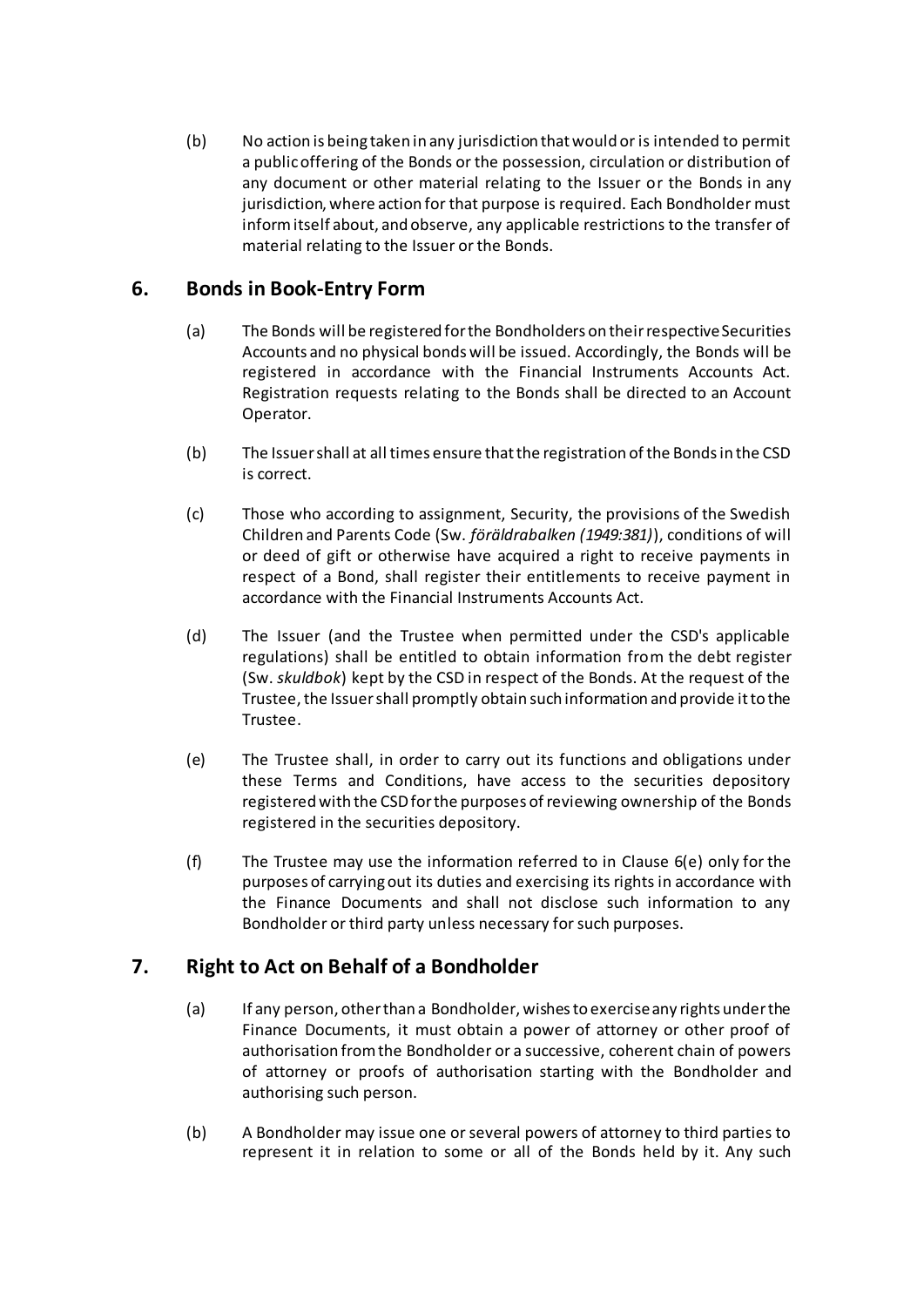(b) No action is being taken in any jurisdiction that would or is intended to permit a public offering of the Bonds or the possession, circulation or distribution of any document or other material relating to the Issuer or the Bonds in any jurisdiction, where action for that purpose is required. Each Bondholder must inform itself about, and observe, any applicable restrictions to the transfer of material relating to the Issuer or the Bonds.

## 6. Bonds in Book-Entry Form

(a) The Bonds will be registered for the Bondholders on their respective Securities Accounts and no physical bonds will be issued. Accordingly, the Bonds will be registered in accordance with the Financial Instruments Accounts Act. Registration requests relating to the Bonds shall be directed to an Account Operator.

(b) The Issuer shall at all times ensure that the registration of the Bonds in the CSD is correct.

(c) Those who according to assignment, Security, the provisions of the Swedish Children and Parents Code (Sw. *föräldrabalken (1949:381)*), conditions of will or deed of gift or otherwise have acquired a right to receive payments in respect of a Bond, shall register their entitlements to receive payment in accordance with the Financial Instruments Accounts Act.

(d) The Issuer (and the Trustee when permitted under the CSD's applicable regulations) shall be entitled to obtain information from the debt register (Sw. *skuldbok*) kept by the CSD in respect of the Bonds. At the request of the Trustee, the Issuer shall promptly obtain such information and provide it to the Trustee.

(e) The Trustee shall, in order to carry out its functions and obligations under these Terms and Conditions, have access to the securities depository registered with the CSD for the purposes of reviewing ownership of the Bonds registered in the securities depository.

(f) The Trustee may use the information referred to in Clause 6(e) only for the purposes of carrying out its duties and exercising its rights in accordance with the Finance Documents and shall not disclose such information to any Bondholder or third party unless necessary for such purposes.

## 7. Right to Act on Behalf of a Bondholder

(a) If any person, other than a Bondholder, wishes to exercise any rights under the Finance Documents, it must obtain a power of attorney or other proof of authorisation from the Bondholder or a successive, coherent chain of powers of attorney or proofs of authorisation starting with the Bondholder and authorising such person.

(b) A Bondholder may issue one or several powers of attorney to third parties to represent it in relation to some or all of the Bonds held by it. Any such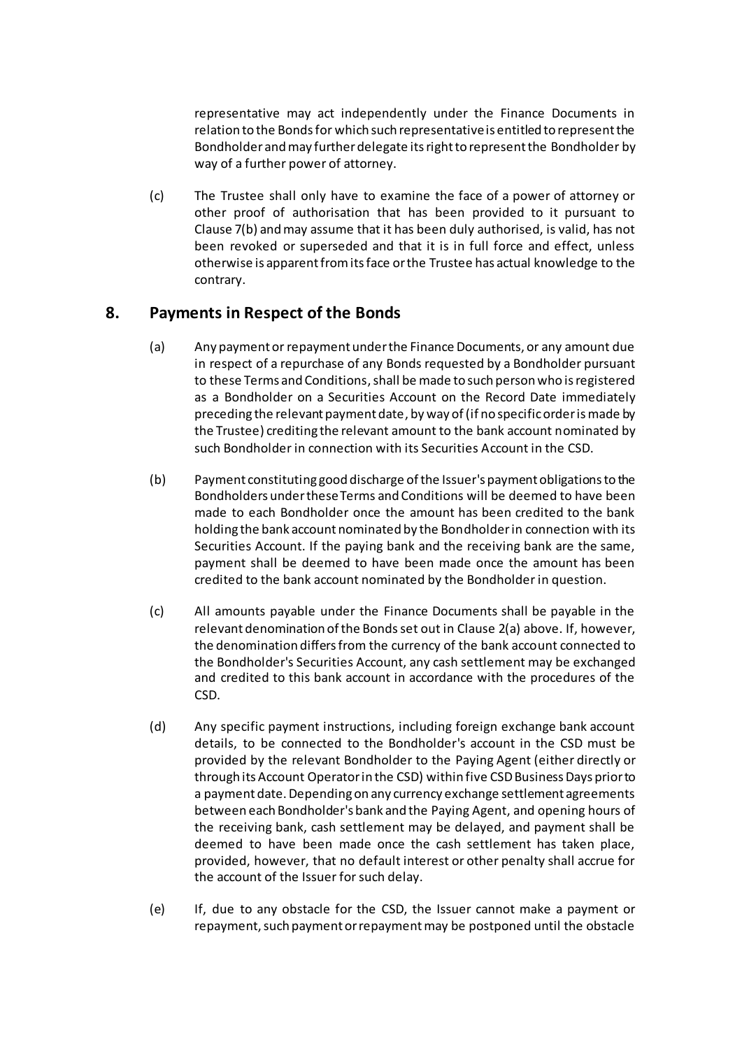representative may act independently under the Finance Documents in relation to the Bonds for which such representative is entitled to represent the Bondholder and may further delegate its right to represent the Bondholder by way of a further power of attorney.

(c) The Trustee shall only have to examine the face of a power of attorney or other proof of authorisation that has been provided to it pursuant to Clause 7(b) and may assume that it has been duly authorised, is valid, has not been revoked or superseded and that it is in full force and effect, unless otherwise is apparent from its face or the Trustee has actual knowledge to the contrary.

## 8. Payments in Respect of the Bonds

(a) Any payment or repayment under the Finance Documents, or any amount due in respect of a repurchase of any Bonds requested by a Bondholder pursuant to these Terms and Conditions, shall be made to such person who is registered as a Bondholder on a Securities Account on the Record Date immediately preceding the relevant payment date, by way of (if no specific order is made by the Trustee) crediting the relevant amount to the bank account nominated by such Bondholder in connection with its Securities Account in the CSD.

(b) Payment constituting good discharge of the Issuer's payment obligations to the Bondholders under these Terms and Conditions will be deemed to have been made to each Bondholder once the amount has been credited to the bank holding the bank account nominated by the Bondholder in connection with its Securities Account. If the paying bank and the receiving bank are the same, payment shall be deemed to have been made once the amount has been credited to the bank account nominated by the Bondholder in question.

(c) All amounts payable under the Finance Documents shall be payable in the relevant denomination of the Bonds set out in Clause 2(a) above. If, however, the denomination differs from the currency of the bank account connected to the Bondholder's Securities Account, any cash settlement may be exchanged and credited to this bank account in accordance with the procedures of the CSD.

(d) Any specific payment instructions, including foreign exchange bank account details, to be connected to the Bondholder's account in the CSD must be provided by the relevant Bondholder to the Paying Agent (either directly or through its Account Operator in the CSD) within five CSD Business Days prior to a payment date. Depending on any currency exchange settlement agreements between each Bondholder's bank and the Paying Agent, and opening hours of the receiving bank, cash settlement may be delayed, and payment shall be deemed to have been made once the cash settlement has taken place, provided, however, that no default interest or other penalty shall accrue for the account of the Issuer for such delay.

(e) If, due to any obstacle for the CSD, the Issuer cannot make a payment or repayment, such payment or repayment may be postponed until the obstacle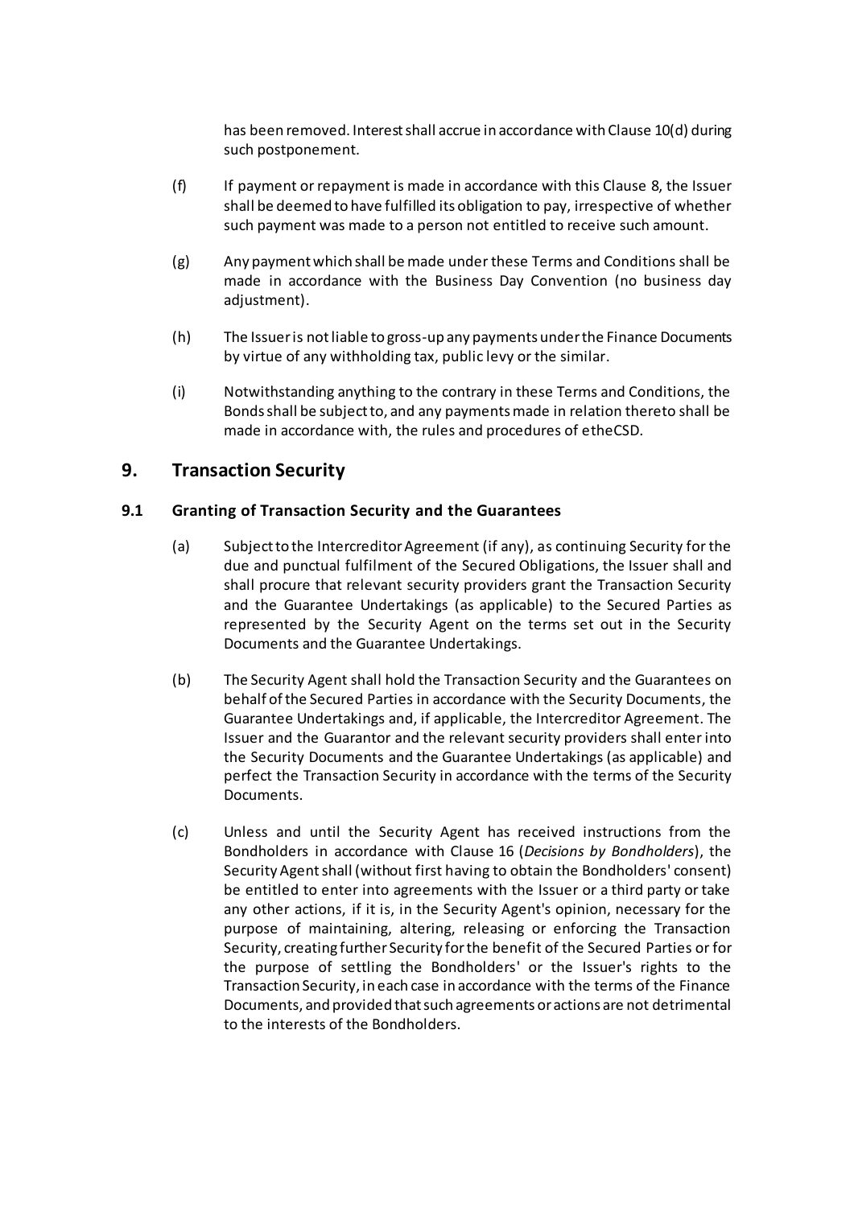has been removed. Interest shall accrue in accordance with Clause 10(d) during such postponement.

(f) If payment or repayment is made in accordance with this Clause 8, the Issuer shall be deemed to have fulfilled its obligation to pay, irrespective of whether such payment was made to a person not entitled to receive such amount.

(g) Any payment which shall be made under these Terms and Conditions shall be made in accordance with the Business Day Convention (no business day adjustment).

(h) The Issuer is not liable to gross-up any payments under the Finance Documents by virtue of any withholding tax, public levy or the similar.

(i) Notwithstanding anything to the contrary in these Terms and Conditions, the Bonds shall be subject to, and any payments made in relation thereto shall be made in accordance with, the rules and procedures of etheCSD.

## 9. Transaction Security

### 9.1 Granting of Transaction Security and the Guarantees

(a) Subject to the Intercreditor Agreement (if any), as continuing Security for the due and punctual fulfilment of the Secured Obligations, the Issuer shall and shall procure that relevant security providers grant the Transaction Security and the Guarantee Undertakings (as applicable) to the Secured Parties as represented by the Security Agent on the terms set out in the Security Documents and the Guarantee Undertakings.

(b) The Security Agent shall hold the Transaction Security and the Guarantees on behalf of the Secured Parties in accordance with the Security Documents, the Guarantee Undertakings and, if applicable, the Intercreditor Agreement. The Issuer and the Guarantor and the relevant security providers shall enter into the Security Documents and the Guarantee Undertakings (as applicable) and perfect the Transaction Security in accordance with the terms of the Security Documents.

(c) Unless and until the Security Agent has received instructions from the Bondholders in accordance with Clause 16 (*Decisions by Bondholders*), the Security Agent shall (without first having to obtain the Bondholders' consent) be entitled to enter into agreements with the Issuer or a third party or take any other actions, if it is, in the Security Agent's opinion, necessary for the purpose of maintaining, altering, releasing or enforcing the Transaction Security, creating further Security for the benefit of the Secured Parties or for the purpose of settling the Bondholders' or the Issuer's rights to the Transaction Security, in each case in accordance with the terms of the Finance Documents, and provided that such agreements or actions are not detrimental to the interests of the Bondholders.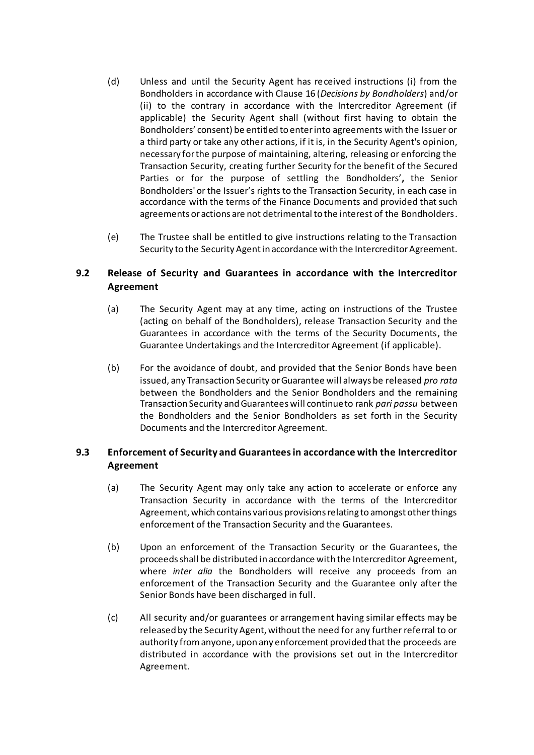(d) Unless and until the Security Agent has received instructions (i) from the Bondholders in accordance with Clause 16 (*Decisions by Bondholders*) and/or (ii) to the contrary in accordance with the Intercreditor Agreement (if applicable) the Security Agent shall (without first having to obtain the Bondholders' consent) be entitled to enter into agreements with the Issuer or a third party or take any other actions, if it is, in the Security Agent's opinion, necessary for the purpose of maintaining, altering, releasing or enforcing the Transaction Security, creating further Security for the benefit of the Secured Parties or for the purpose of settling the Bondholders'**,** the Senior Bondholders' or the Issuer's rights to the Transaction Security, in each case in accordance with the terms of the Finance Documents and provided that such agreements or actions are not detrimental to the interest of the Bondholders.

(e) The Trustee shall be entitled to give instructions relating to the Transaction Security to the Security Agent in accordance with the Intercreditor Agreement.

## 9.2 Release of Security and Guarantees in accordance with the Intercreditor Agreement

(a) The Security Agent may at any time, acting on instructions of the Trustee (acting on behalf of the Bondholders), release Transaction Security and the Guarantees in accordance with the terms of the Security Documents, the Guarantee Undertakings and the Intercreditor Agreement (if applicable).

(b) For the avoidance of doubt, and provided that the Senior Bonds have been issued, any Transaction Security or Guarantee will always be released *pro rata* between the Bondholders and the Senior Bondholders and the remaining Transaction Security and Guarantees will continue to rank *pari passu* between the Bondholders and the Senior Bondholders as set forth in the Security Documents and the Intercreditor Agreement.

## 9.3 Enforcement of Security and Guarantees in accordance with the Intercreditor Agreement

(a) The Security Agent may only take any action to accelerate or enforce any Transaction Security in accordance with the terms of the Intercreditor Agreement, which contains various provisions relating to amongst other things enforcement of the Transaction Security and the Guarantees.

(b) Upon an enforcement of the Transaction Security or the Guarantees, the proceeds shall be distributed in accordance with the Intercreditor Agreement, where *inter alia* the Bondholders will receive any proceeds from an enforcement of the Transaction Security and the Guarantee only after the Senior Bonds have been discharged in full.

(c) All security and/or guarantees or arrangement having similar effects may be released by the Security Agent, without the need for any further referral to or authority from anyone, upon any enforcement provided that the proceeds are distributed in accordance with the provisions set out in the Intercreditor Agreement.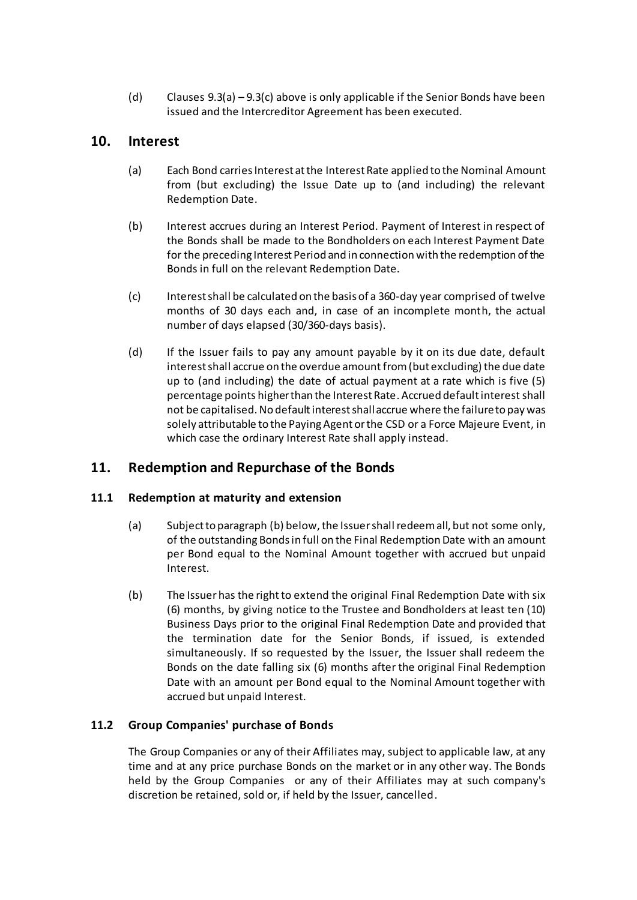(d) Clauses 9.3(a) – 9.3(c) above is only applicable if the Senior Bonds have been issued and the Intercreditor Agreement has been executed.

## 10. Interest

(a) Each Bond carries Interest at the Interest Rate applied to the Nominal Amount from (but excluding) the Issue Date up to (and including) the relevant Redemption Date.

(b) Interest accrues during an Interest Period. Payment of Interest in respect of the Bonds shall be made to the Bondholders on each Interest Payment Date for the preceding Interest Period and in connection with the redemption of the Bonds in full on the relevant Redemption Date.

(c) Interest shall be calculated on the basis of a 360-day year comprised of twelve months of 30 days each and, in case of an incomplete month, the actual number of days elapsed (30/360-days basis).

(d) If the Issuer fails to pay any amount payable by it on its due date, default interest shall accrue on the overdue amount from (but excluding) the due date up to (and including) the date of actual payment at a rate which is five (5) percentage points higher than the Interest Rate. Accrued default interest shall not be capitalised. No default interest shall accrue where the failure to pay was solely attributable to the Paying Agent or the CSD or a Force Majeure Event, in which case the ordinary Interest Rate shall apply instead.

## 11. Redemption and Repurchase of the Bonds

### 11.1 Redemption at maturity and extension

(a) Subject to paragraph (b) below, the Issuer shall redeem all, but not some only, of the outstanding Bonds in full on the Final Redemption Date with an amount per Bond equal to the Nominal Amount together with accrued but unpaid Interest.

(b) The Issuer has the right to extend the original Final Redemption Date with six (6) months, by giving notice to the Trustee and Bondholders at least ten (10) Business Days prior to the original Final Redemption Date and provided that the termination date for the Senior Bonds, if issued, is extended simultaneously. If so requested by the Issuer, the Issuer shall redeem the Bonds on the date falling six (6) months after the original Final Redemption Date with an amount per Bond equal to the Nominal Amount together with accrued but unpaid Interest.

### 11.2 Group Companies' purchase of Bonds

The Group Companies or any of their Affiliates may, subject to applicable law, at any time and at any price purchase Bonds on the market or in any other way. The Bonds held by the Group Companies or any of their Affiliates may at such company's discretion be retained, sold or, if held by the Issuer, cancelled.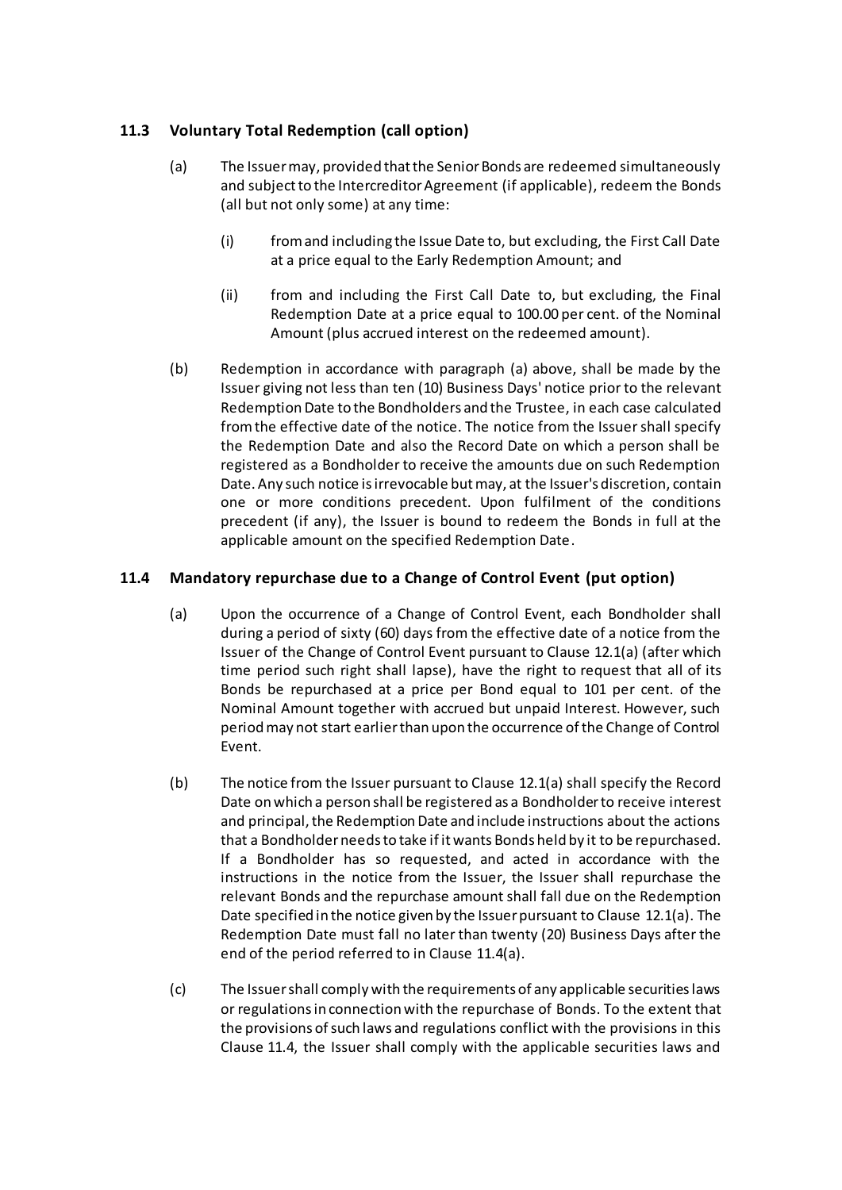### 11.3 Voluntary Total Redemption (call option)

(a) The Issuer may, provided that the Senior Bonds are redeemed simultaneously and subject to the Intercreditor Agreement (if applicable), redeem the Bonds (all but not only some) at any time:

(i) from and including the Issue Date to, but excluding, the First Call Date at a price equal to the Early Redemption Amount; and

(ii) from and including the First Call Date to, but excluding, the Final Redemption Date at a price equal to 100.00 per cent. of the Nominal Amount (plus accrued interest on the redeemed amount).

(b) Redemption in accordance with paragraph (a) above, shall be made by the Issuer giving not less than ten (10) Business Days' notice prior to the relevant Redemption Date to the Bondholders and the Trustee, in each case calculated from the effective date of the notice. The notice from the Issuer shall specify the Redemption Date and also the Record Date on which a person shall be registered as a Bondholder to receive the amounts due on such Redemption Date. Any such notice is irrevocable but may, at the Issuer's discretion, contain one or more conditions precedent. Upon fulfilment of the conditions precedent (if any), the Issuer is bound to redeem the Bonds in full at the applicable amount on the specified Redemption Date.

### 11.4 Mandatory repurchase due to a Change of Control Event (put option)

(a) Upon the occurrence of a Change of Control Event, each Bondholder shall during a period of sixty (60) days from the effective date of a notice from the Issuer of the Change of Control Event pursuant to Clause 12.1(a) (after which time period such right shall lapse), have the right to request that all of its Bonds be repurchased at a price per Bond equal to 101 per cent. of the Nominal Amount together with accrued but unpaid Interest. However, such period may not start earlier than upon the occurrence of the Change of Control Event.

(b) The notice from the Issuer pursuant to Clause 12.1(a) shall specify the Record Date on which a person shall be registered as a Bondholder to receive interest and principal, the Redemption Date and include instructions about the actions that a Bondholder needs to take if it wants Bonds held by it to be repurchased. If a Bondholder has so requested, and acted in accordance with the instructions in the notice from the Issuer, the Issuer shall repurchase the relevant Bonds and the repurchase amount shall fall due on the Redemption Date specified in the notice given by the Issuer pursuant to Clause 12.1(a). The Redemption Date must fall no later than twenty (20) Business Days after the end of the period referred to in Clause 11.4(a).

(c) The Issuer shall comply with the requirements of any applicable securities laws or regulations in connection with the repurchase of Bonds. To the extent that the provisions of such laws and regulations conflict with the provisions in this Clause 11.4, the Issuer shall comply with the applicable securities laws and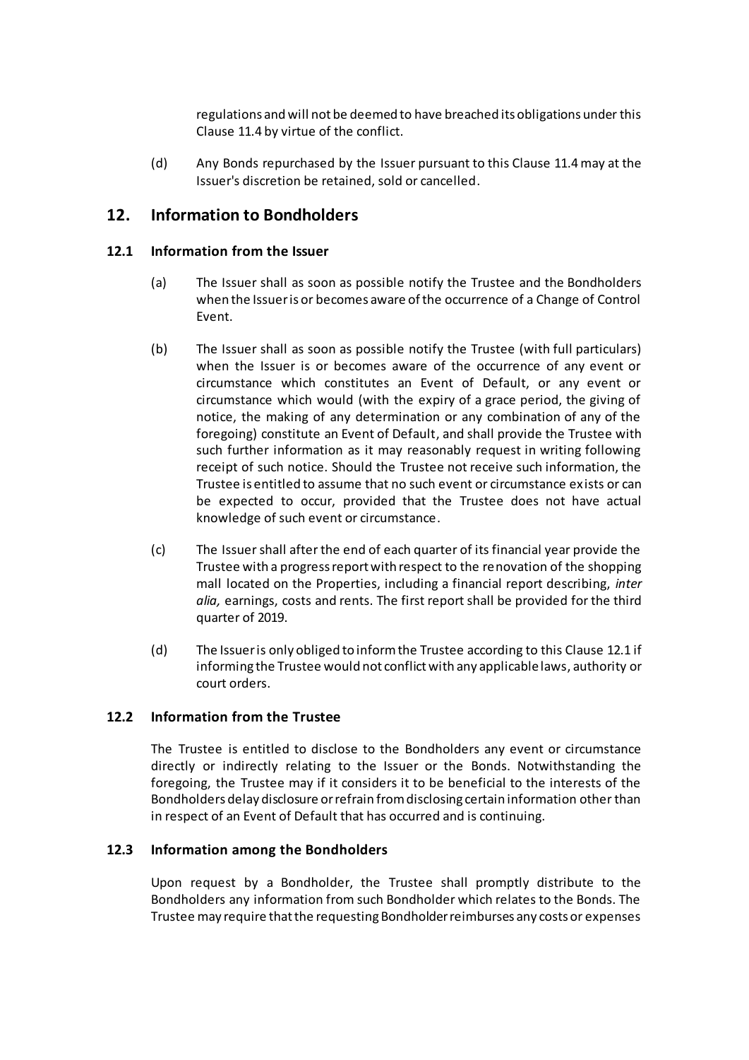regulations and will not be deemed to have breached its obligations under this Clause 11.4 by virtue of the conflict.

(d) Any Bonds repurchased by the Issuer pursuant to this Clause 11.4 may at the Issuer's discretion be retained, sold or cancelled.

## 12. Information to Bondholders

### 12.1 Information from the Issuer

(a) The Issuer shall as soon as possible notify the Trustee and the Bondholders when the Issuer is or becomes aware of the occurrence of a Change of Control Event.

(b) The Issuer shall as soon as possible notify the Trustee (with full particulars) when the Issuer is or becomes aware of the occurrence of any event or circumstance which constitutes an Event of Default, or any event or circumstance which would (with the expiry of a grace period, the giving of notice, the making of any determination or any combination of any of the foregoing) constitute an Event of Default, and shall provide the Trustee with such further information as it may reasonably request in writing following receipt of such notice. Should the Trustee not receive such information, the Trustee is entitled to assume that no such event or circumstance exists or can be expected to occur, provided that the Trustee does not have actual knowledge of such event or circumstance.

(c) The Issuer shall after the end of each quarter of its financial year provide the Trustee with a progress report with respect to the renovation of the shopping mall located on the Properties, including a financial report describing, *inter alia,* earnings, costs and rents. The first report shall be provided for the third quarter of 2019.

(d) The Issuer is only obliged to inform the Trustee according to this Clause 12.1 if informing the Trustee would not conflict with any applicable laws, authority or court orders.

### 12.2 Information from the Trustee

The Trustee is entitled to disclose to the Bondholders any event or circumstance directly or indirectly relating to the Issuer or the Bonds. Notwithstanding the foregoing, the Trustee may if it considers it to be beneficial to the interests of the Bondholders delay disclosure or refrain from disclosing certain information other than in respect of an Event of Default that has occurred and is continuing.

### 12.3 Information among the Bondholders

Upon request by a Bondholder, the Trustee shall promptly distribute to the Bondholders any information from such Bondholder which relates to the Bonds. The Trustee may require that the requesting Bondholder reimburses any costs or expenses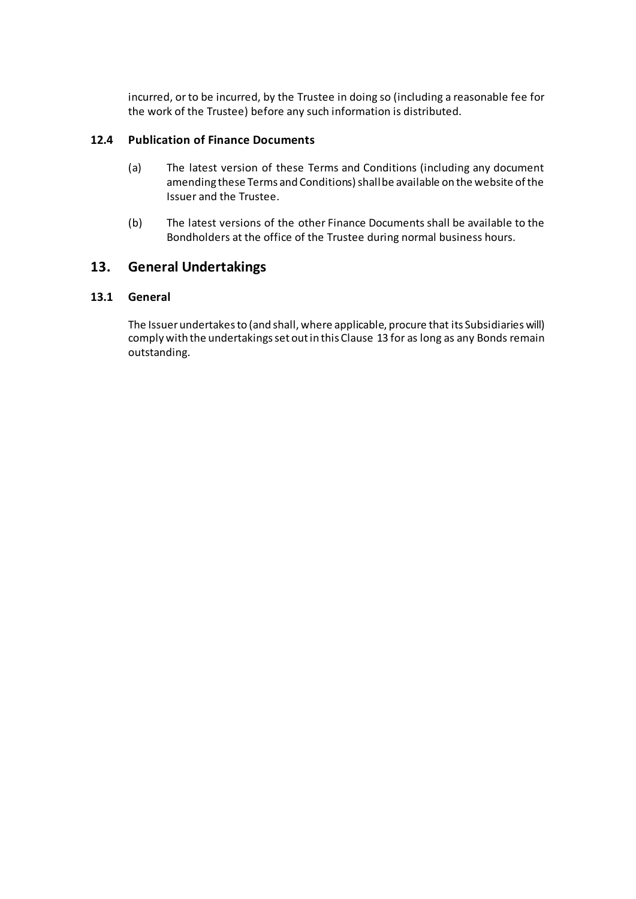incurred, or to be incurred, by the Trustee in doing so (including a reasonable fee for the work of the Trustee) before any such information is distributed.

### 12.4 Publication of Finance Documents

(a) The latest version of these Terms and Conditions (including any document amending these Terms and Conditions) shall be available on the website of the Issuer and the Trustee.

(b) The latest versions of the other Finance Documents shall be available to the Bondholders at the office of the Trustee during normal business hours.

## 13. General Undertakings

### 13.1 General

The Issuer undertakes to (and shall, where applicable, procure that its Subsidiaries will) comply with the undertakings set out in this Clause 13 for as long as any Bonds remain outstanding.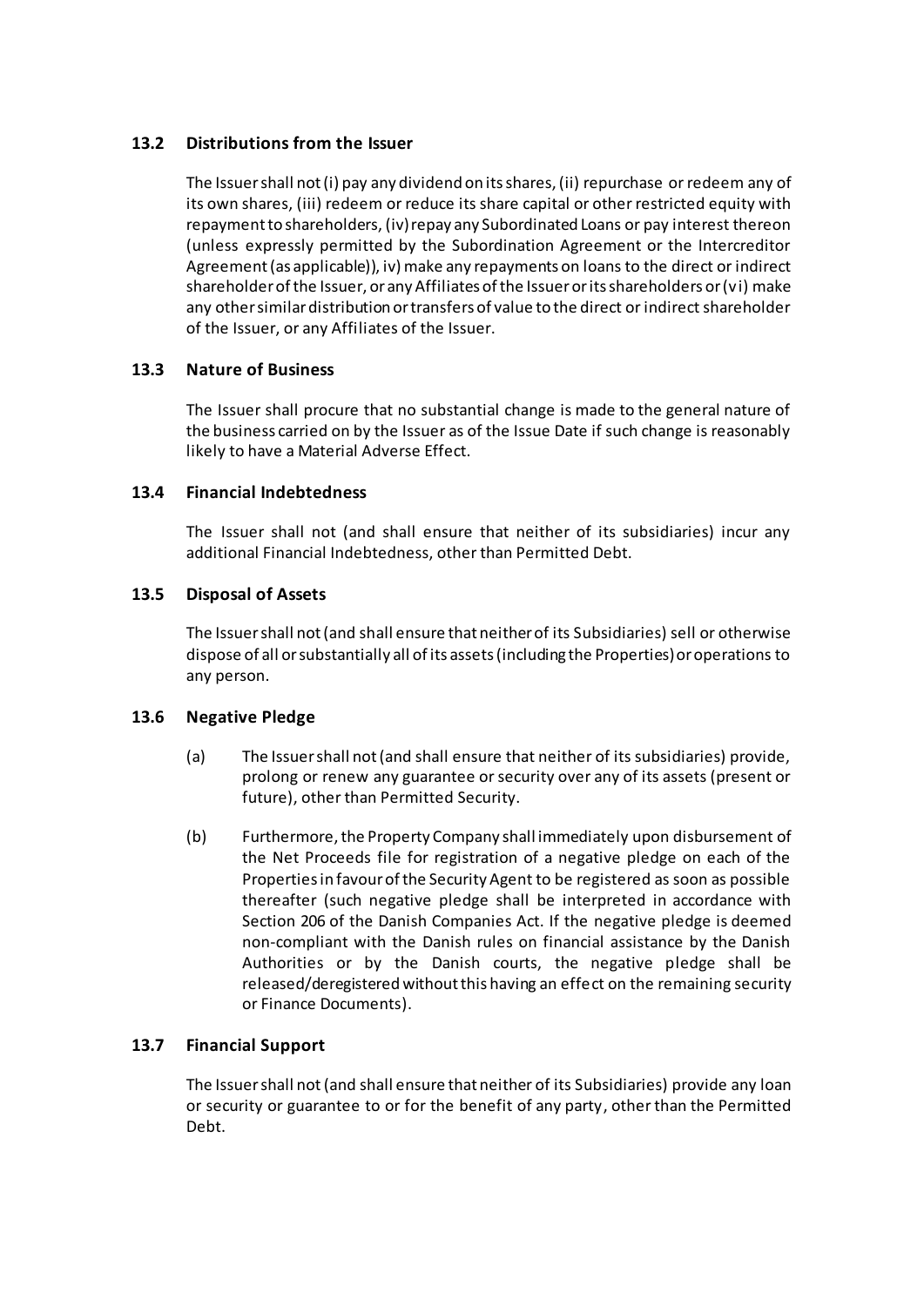### 13.2 Distributions from the Issuer

The Issuer shall not (i) pay any dividend on its shares, (ii) repurchase or redeem any of its own shares, (iii) redeem or reduce its share capital or other restricted equity with repayment to shareholders, (iv) repay any Subordinated Loans or pay interest thereon (unless expressly permitted by the Subordination Agreement or the Intercreditor Agreement (as applicable)), iv) make any repayments on loans to the direct or indirect shareholder of the Issuer, or any Affiliates of the Issuer or its shareholders or (vi) make any other similar distribution or transfers of value to the direct or indirect shareholder of the Issuer, or any Affiliates of the Issuer.

### 13.3 Nature of Business

The Issuer shall procure that no substantial change is made to the general nature of the business carried on by the Issuer as of the Issue Date if such change is reasonably likely to have a Material Adverse Effect.

### 13.4 Financial Indebtedness

The Issuer shall not (and shall ensure that neither of its subsidiaries) incur any additional Financial Indebtedness, other than Permitted Debt.

### 13.5 Disposal of Assets

The Issuer shall not (and shall ensure that neither of its Subsidiaries) sell or otherwise dispose of all or substantially all of its assets (including the Properties) or operations to any person.

### 13.6 Negative Pledge

(a) The Issuer shall not (and shall ensure that neither of its subsidiaries) provide, prolong or renew any guarantee or security over any of its assets (present or future), other than Permitted Security.

(b) Furthermore, the Property Company shall immediately upon disbursement of the Net Proceeds file for registration of a negative pledge on each of the Properties in favour of the Security Agent to be registered as soon as possible thereafter (such negative pledge shall be interpreted in accordance with Section 206 of the Danish Companies Act. If the negative pledge is deemed non-compliant with the Danish rules on financial assistance by the Danish Authorities or by the Danish courts, the negative pledge shall be released/deregistered without this having an effect on the remaining security or Finance Documents).

### 13.7 Financial Support

The Issuer shall not (and shall ensure that neither of its Subsidiaries) provide any loan or security or guarantee to or for the benefit of any party, other than the Permitted Debt.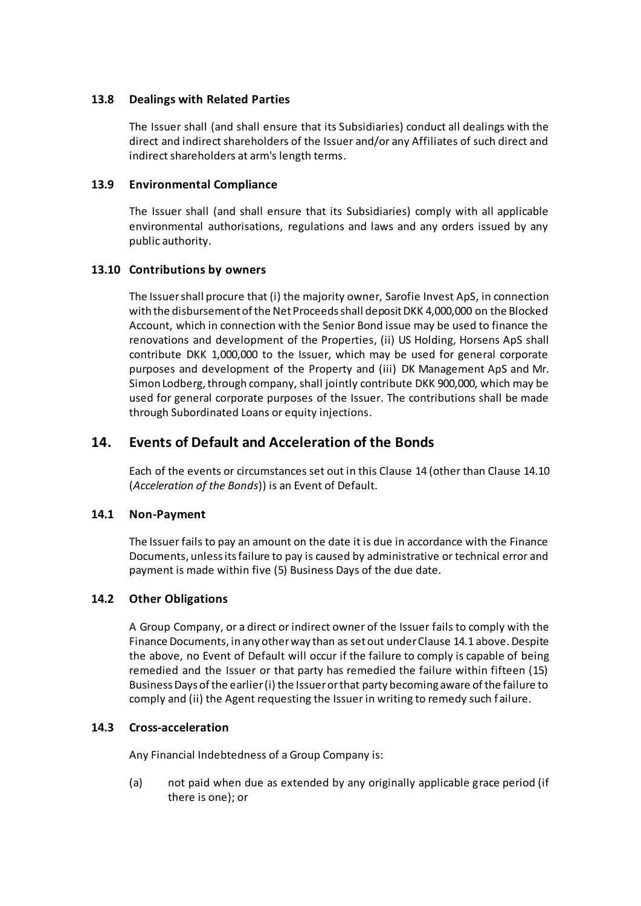### 13.8 Dealings with Related Parties

The Issuer shall (and shall ensure that its Subsidiaries) conduct all dealings with the direct and indirect shareholders of the Issuer and/or any Affiliates of such direct and indirect shareholders at arm's length terms.

### 13.9 Environmental Compliance

The Issuer shall (and shall ensure that its Subsidiaries) comply with all applicable environmental authorisations, regulations and laws and any orders issued by any public authority.

### 13.10 Contributions by owners

The Issuer shall procure that (i) the majority owner, Sarofie Invest ApS, in connection with the disbursement of the Net Proceeds shall deposit DKK 4,000,000 on the Blocked Account, which in connection with the Senior Bond issue may be used to finance the renovations and development of the Properties, (ii) US Holding, Horsens ApS shall contribute DKK 1,000,000 to the Issuer, which may be used for general corporate purposes and development of the Property and (iii) DK Management ApS and Mr. Simon Lodberg, through company, shall jointly contribute DKK 900,000, which may be used for general corporate purposes of the Issuer. The contributions shall be made through Subordinated Loans or equity injections.

## 14. Events of Default and Acceleration of the Bonds

Each of the events or circumstances set out in this Clause 14 (other than Clause 14.10 (*Acceleration of the Bonds*)) is an Event of Default.

### 14.1 Non-Payment

The Issuer fails to pay an amount on the date it is due in accordance with the Finance Documents, unless its failure to pay is caused by administrative or technical error and payment is made within five (5) Business Days of the due date.

### 14.2 Other Obligations

A Group Company, or a direct or indirect owner of the Issuer fails to comply with the Finance Documents, in any other way than as set out under Clause 14.1 above. Despite the above, no Event of Default will occur if the failure to comply is capable of being remedied and the Issuer or that party has remedied the failure within fifteen (15) Business Days of the earlier (i) the Issuer or that party becoming aware of the failure to comply and (ii) the Agent requesting the Issuer in writing to remedy such failure.

### 14.3 Cross-acceleration

Any Financial Indebtedness of a Group Company is:

(a) not paid when due as extended by any originally applicable grace period (if there is one); or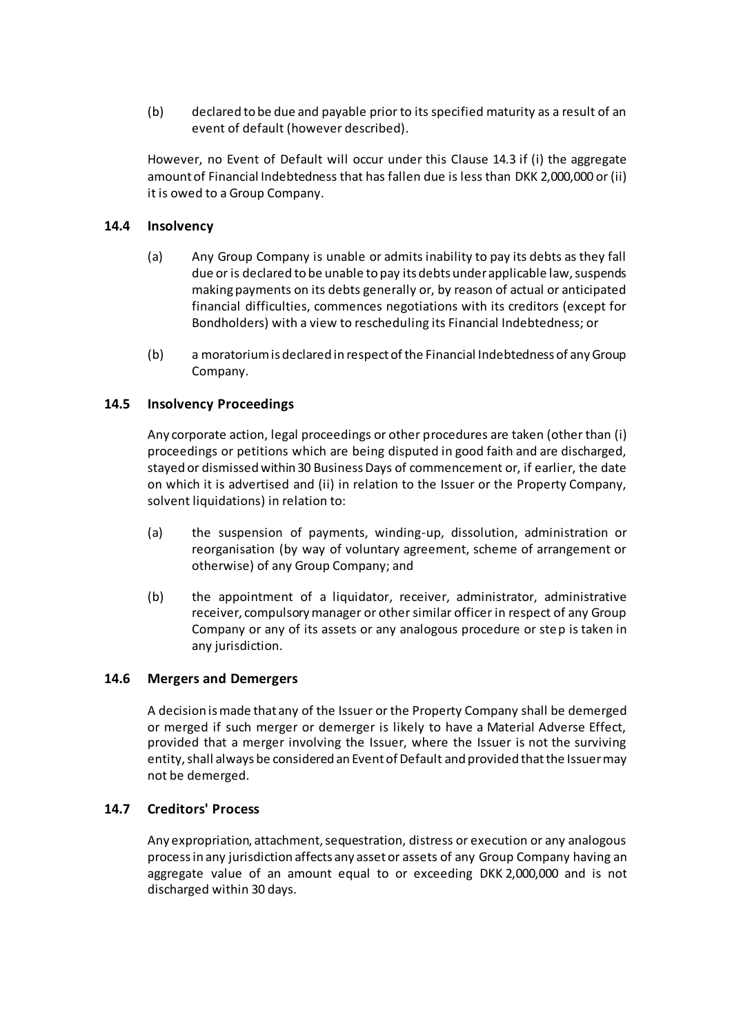(b) declared to be due and payable prior to its specified maturity as a result of an event of default (however described).

However, no Event of Default will occur under this Clause 14.3 if (i) the aggregate amount of Financial Indebtedness that has fallen due is less than DKK 2,000,000 or (ii) it is owed to a Group Company.

### 14.4 Insolvency

(a) Any Group Company is unable or admits inability to pay its debts as they fall due or is declared to be unable to pay its debts under applicable law, suspends making payments on its debts generally or, by reason of actual or anticipated financial difficulties, commences negotiations with its creditors (except for Bondholders) with a view to rescheduling its Financial Indebtedness; or

(b) a moratorium is declared in respect of the Financial Indebtedness of any Group Company.

### 14.5 Insolvency Proceedings

Any corporate action, legal proceedings or other procedures are taken (other than (i) proceedings or petitions which are being disputed in good faith and are discharged, stayed or dismissed within 30 Business Days of commencement or, if earlier, the date on which it is advertised and (ii) in relation to the Issuer or the Property Company, solvent liquidations) in relation to:

(a) the suspension of payments, winding-up, dissolution, administration or reorganisation (by way of voluntary agreement, scheme of arrangement or otherwise) of any Group Company; and

(b) the appointment of a liquidator, receiver, administrator, administrative receiver, compulsory manager or other similar officer in respect of any Group Company or any of its assets or any analogous procedure or step is taken in any jurisdiction.

### 14.6 Mergers and Demergers

A decision is made that any of the Issuer or the Property Company shall be demerged or merged if such merger or demerger is likely to have a Material Adverse Effect, provided that a merger involving the Issuer, where the Issuer is not the surviving entity, shall always be considered an Event of Default and provided that the Issuer may not be demerged.

### 14.7 Creditors' Process

Any expropriation, attachment, sequestration, distress or execution or any analogous process in any jurisdiction affects any asset or assets of any Group Company having an aggregate value of an amount equal to or exceeding DKK 2,000,000 and is not discharged within 30 days.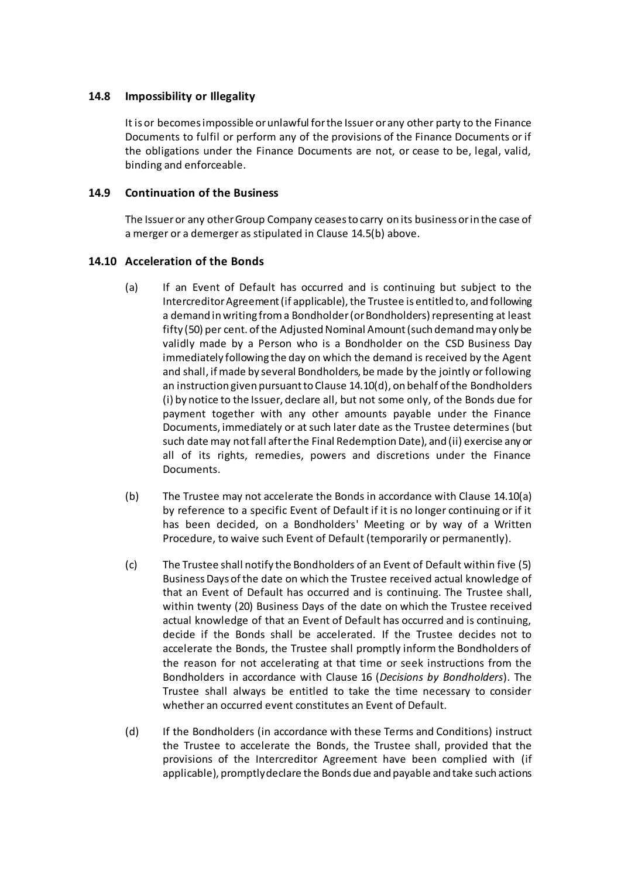### 14.8 Impossibility or Illegality

It is or becomes impossible or unlawful for the Issuer or any other party to the Finance Documents to fulfil or perform any of the provisions of the Finance Documents or if the obligations under the Finance Documents are not, or cease to be, legal, valid, binding and enforceable.

### 14.9 Continuation of the Business

The Issuer or any other Group Company ceases to carry on its business or in the case of a merger or a demerger as stipulated in Clause 14.5(b) above.

### 14.10 Acceleration of the Bonds

(a) If an Event of Default has occurred and is continuing but subject to the Intercreditor Agreement (if applicable), the Trustee is entitled to, and following a demand in writing from a Bondholder (or Bondholders) representing at least fifty (50) per cent. of the Adjusted Nominal Amount (such demand may only be validly made by a Person who is a Bondholder on the CSD Business Day immediately following the day on which the demand is received by the Agent and shall, if made by several Bondholders, be made by the jointly or following an instruction given pursuant to Clause 14.10(d), on behalf of the Bondholders (i) by notice to the Issuer, declare all, but not some only, of the Bonds due for payment together with any other amounts payable under the Finance Documents, immediately or at such later date as the Trustee determines (but such date may not fall after the Final Redemption Date), and (ii) exercise any or all of its rights, remedies, powers and discretions under the Finance Documents.

(b) The Trustee may not accelerate the Bonds in accordance with Clause 14.10(a) by reference to a specific Event of Default if it is no longer continuing or if it has been decided, on a Bondholders' Meeting or by way of a Written Procedure, to waive such Event of Default (temporarily or permanently).

(c) The Trustee shall notify the Bondholders of an Event of Default within five (5) Business Days of the date on which the Trustee received actual knowledge of that an Event of Default has occurred and is continuing. The Trustee shall, within twenty (20) Business Days of the date on which the Trustee received actual knowledge of that an Event of Default has occurred and is continuing, decide if the Bonds shall be accelerated. If the Trustee decides not to accelerate the Bonds, the Trustee shall promptly inform the Bondholders of the reason for not accelerating at that time or seek instructions from the Bondholders in accordance with Clause 16 (*Decisions by Bondholders*). The Trustee shall always be entitled to take the time necessary to consider whether an occurred event constitutes an Event of Default.

(d) If the Bondholders (in accordance with these Terms and Conditions) instruct the Trustee to accelerate the Bonds, the Trustee shall, provided that the provisions of the Intercreditor Agreement have been complied with (if applicable), promptly declare the Bonds due and payable and take such actions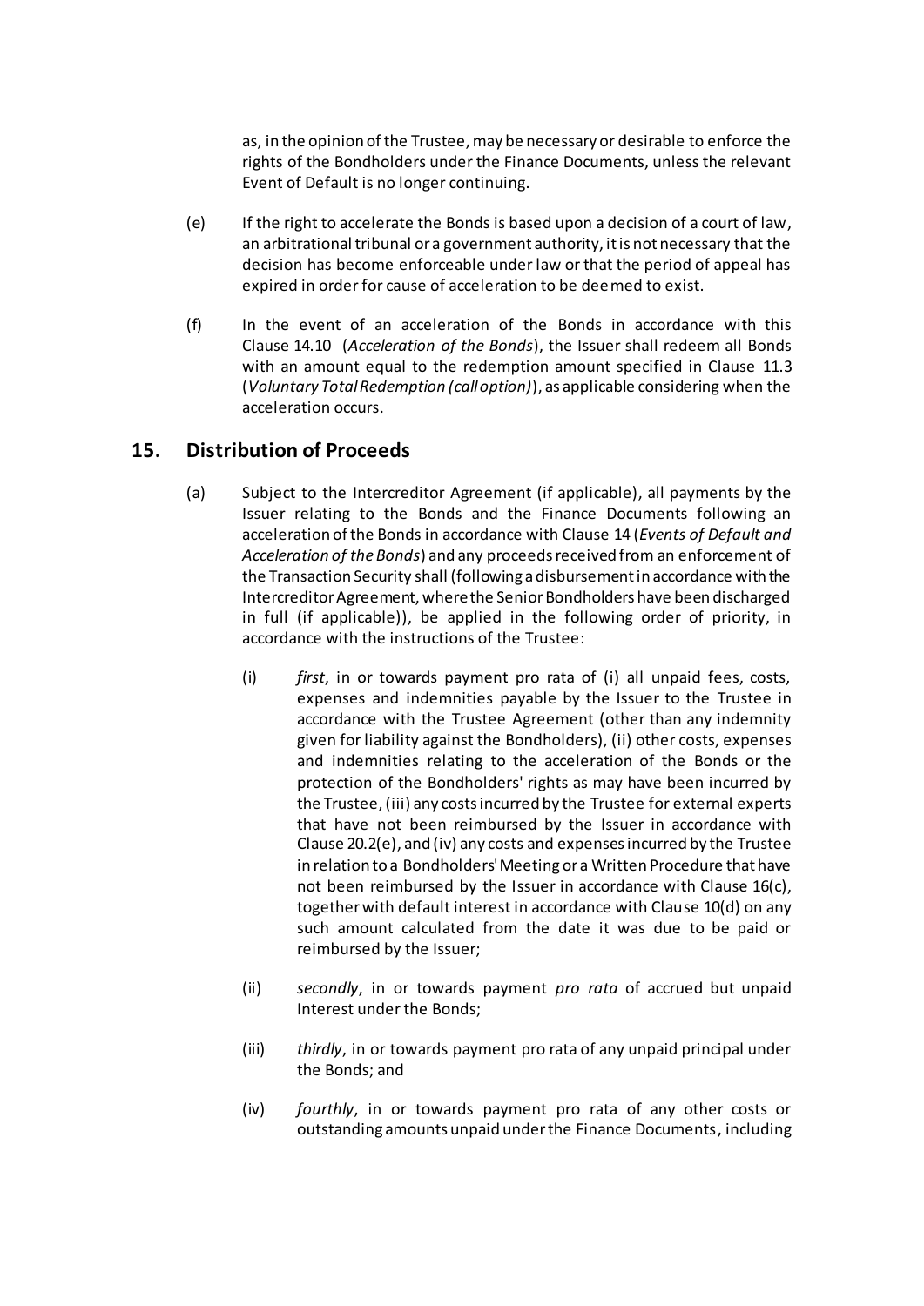as, in the opinion of the Trustee, may be necessary or desirable to enforce the rights of the Bondholders under the Finance Documents, unless the relevant Event of Default is no longer continuing.

(e) If the right to accelerate the Bonds is based upon a decision of a court of law, an arbitrational tribunal or a government authority, it is not necessary that the decision has become enforceable under law or that the period of appeal has expired in order for cause of acceleration to be deemed to exist.

(f) In the event of an acceleration of the Bonds in accordance with this Clause 14.10 (*Acceleration of the Bonds*), the Issuer shall redeem all Bonds with an amount equal to the redemption amount specified in Clause 11.3 (*Voluntary Total Redemption (call option)*), as applicable considering when the acceleration occurs.

## 15. Distribution of Proceeds

(a) Subject to the Intercreditor Agreement (if applicable), all payments by the Issuer relating to the Bonds and the Finance Documents following an acceleration of the Bonds in accordance with Clause 14 (*Events of Default and Acceleration of the Bonds*) and any proceeds received from an enforcement of the Transaction Security shall (following a disbursement in accordance with the Intercreditor Agreement, where the Senior Bondholders have been discharged in full (if applicable)), be applied in the following order of priority, in accordance with the instructions of the Trustee:

(i) *first*, in or towards payment pro rata of (i) all unpaid fees, costs, expenses and indemnities payable by the Issuer to the Trustee in accordance with the Trustee Agreement (other than any indemnity given for liability against the Bondholders), (ii) other costs, expenses and indemnities relating to the acceleration of the Bonds or the protection of the Bondholders' rights as may have been incurred by the Trustee, (iii) any costs incurred by the Trustee for external experts that have not been reimbursed by the Issuer in accordance with Clause 20.2(e), and (iv) any costs and expenses incurred by the Trustee in relation to a Bondholders' Meeting or a Written Procedure that have not been reimbursed by the Issuer in accordance with Clause 16(c), together with default interest in accordance with Clause 10(d) on any such amount calculated from the date it was due to be paid or reimbursed by the Issuer;

(ii) *secondly*, in or towards payment *pro rata* of accrued but unpaid Interest under the Bonds;

(iii) *thirdly*, in or towards payment pro rata of any unpaid principal under the Bonds; and

(iv) *fourthly*, in or towards payment pro rata of any other costs or outstanding amounts unpaid under the Finance Documents, including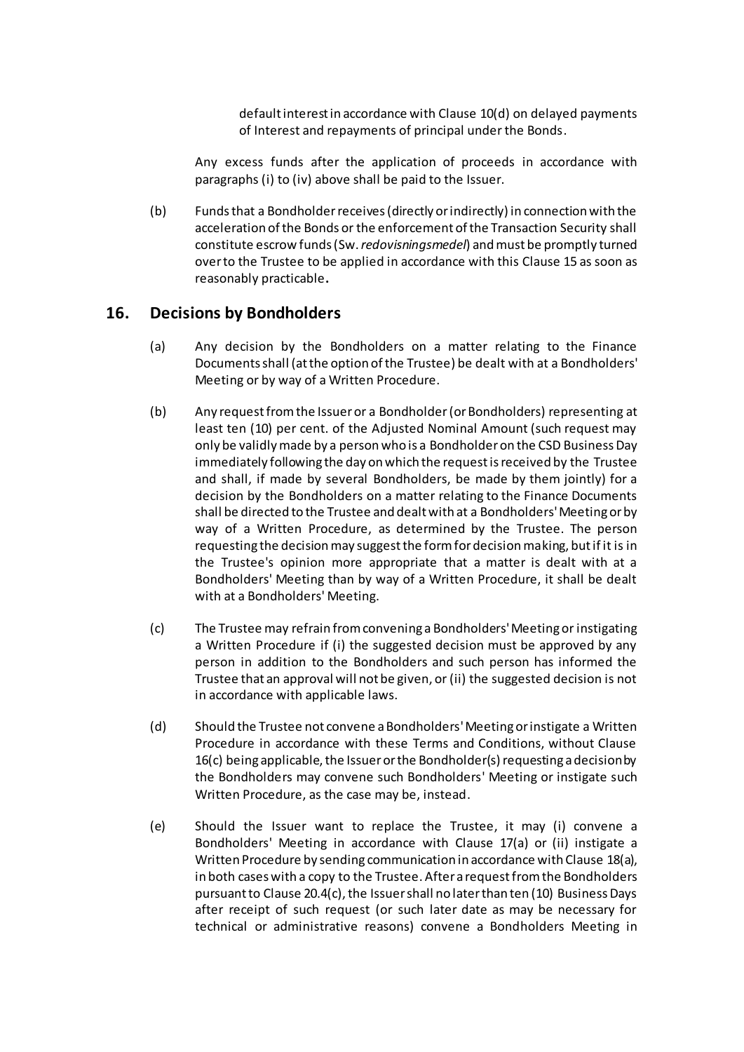default interest in accordance with Clause 10(d) on delayed payments of Interest and repayments of principal under the Bonds.

Any excess funds after the application of proceeds in accordance with paragraphs (i) to (iv) above shall be paid to the Issuer.

(b) Funds that a Bondholder receives (directly or indirectly) in connection with the acceleration of the Bonds or the enforcement of the Transaction Security shall constitute escrow funds (Sw. *redovisningsmedel*) and must be promptly turned over to the Trustee to be applied in accordance with this Clause 15 as soon as reasonably practicable.

## 16. Decisions by Bondholders

(a) Any decision by the Bondholders on a matter relating to the Finance Documents shall (at the option of the Trustee) be dealt with at a Bondholders' Meeting or by way of a Written Procedure.

(b) Any request from the Issuer or a Bondholder (or Bondholders) representing at least ten (10) per cent. of the Adjusted Nominal Amount (such request may only be validly made by a person who is a Bondholder on the CSD Business Day immediately following the day on which the request is received by the Trustee and shall, if made by several Bondholders, be made by them jointly) for a decision by the Bondholders on a matter relating to the Finance Documents shall be directed to the Trustee and dealt with at a Bondholders' Meeting or by way of a Written Procedure, as determined by the Trustee. The person requesting the decision may suggest the form for decision making, but if it is in the Trustee's opinion more appropriate that a matter is dealt with at a Bondholders' Meeting than by way of a Written Procedure, it shall be dealt with at a Bondholders' Meeting.

(c) The Trustee may refrain from convening a Bondholders' Meeting or instigating a Written Procedure if (i) the suggested decision must be approved by any person in addition to the Bondholders and such person has informed the Trustee that an approval will not be given, or (ii) the suggested decision is not in accordance with applicable laws.

(d) Should the Trustee not convene a Bondholders' Meeting or instigate a Written Procedure in accordance with these Terms and Conditions, without Clause 16(c) being applicable, the Issuer or the Bondholder(s) requesting a decision by the Bondholders may convene such Bondholders' Meeting or instigate such Written Procedure, as the case may be, instead.

(e) Should the Issuer want to replace the Trustee, it may (i) convene a Bondholders' Meeting in accordance with Clause 17(a) or (ii) instigate a Written Procedure by sending communication in accordance with Clause 18(a), in both cases with a copy to the Trustee. After a request from the Bondholders pursuant to Clause 20.4(c), the Issuer shall no later than ten (10) Business Days after receipt of such request (or such later date as may be necessary for technical or administrative reasons) convene a Bondholders Meeting in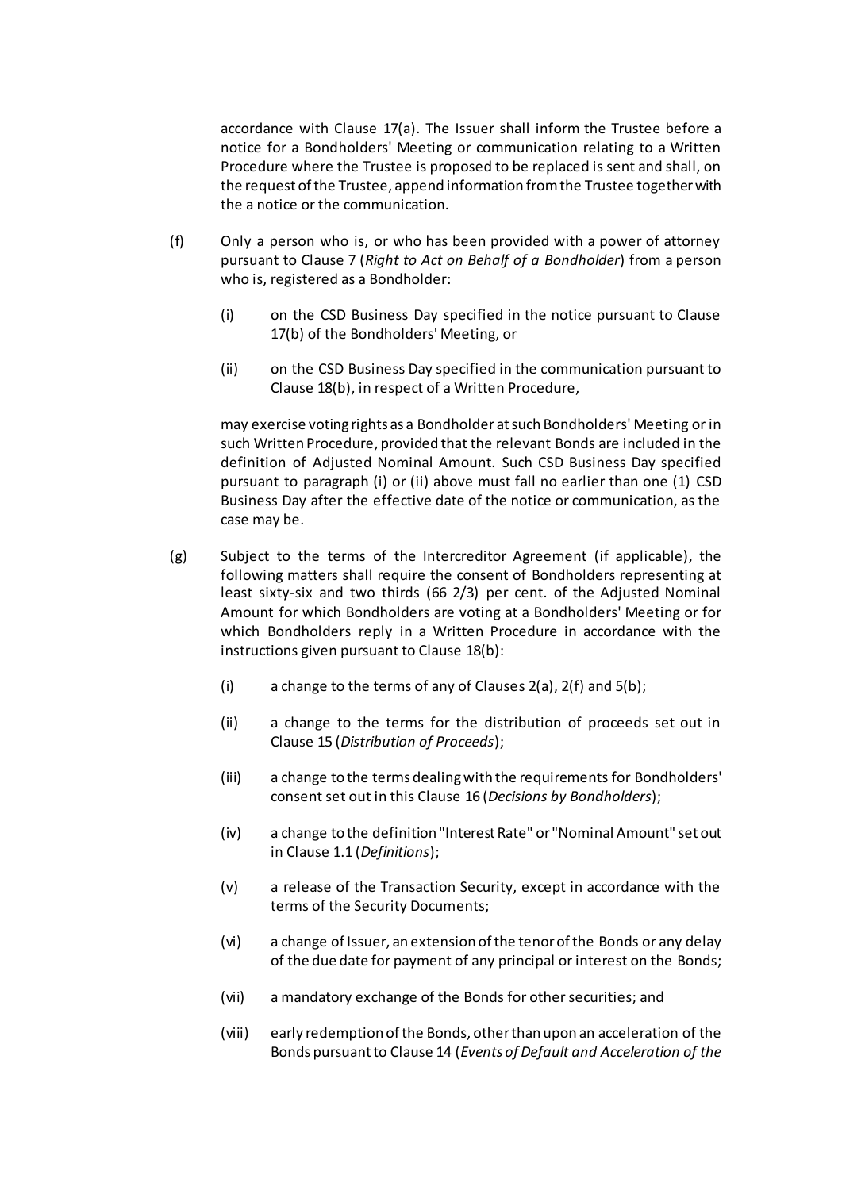accordance with Clause 17(a). The Issuer shall inform the Trustee before a notice for a Bondholders' Meeting or communication relating to a Written Procedure where the Trustee is proposed to be replaced is sent and shall, on the request of the Trustee, append information from the Trustee together with the a notice or the communication.

(f) Only a person who is, or who has been provided with a power of attorney pursuant to Clause 7 (*Right to Act on Behalf of a Bondholder*) from a person who is, registered as a Bondholder:

(i) on the CSD Business Day specified in the notice pursuant to Clause 17(b) of the Bondholders' Meeting, or

(ii) on the CSD Business Day specified in the communication pursuant to Clause 18(b), in respect of a Written Procedure,

may exercise voting rights as a Bondholder at such Bondholders' Meeting or in such Written Procedure, provided that the relevant Bonds are included in the definition of Adjusted Nominal Amount. Such CSD Business Day specified pursuant to paragraph (i) or (ii) above must fall no earlier than one (1) CSD Business Day after the effective date of the notice or communication, as the case may be.

(g) Subject to the terms of the Intercreditor Agreement (if applicable), the following matters shall require the consent of Bondholders representing at least sixty-six and two thirds (66 2/3) per cent. of the Adjusted Nominal Amount for which Bondholders are voting at a Bondholders' Meeting or for which Bondholders reply in a Written Procedure in accordance with the instructions given pursuant to Clause 18(b):

(i) a change to the terms of any of Clauses 2(a), 2(f) and 5(b);

(ii) a change to the terms for the distribution of proceeds set out in Clause 15 (*Distribution of Proceeds*);

(iii) a change to the terms dealing with the requirements for Bondholders' consent set out in this Clause 16 (*Decisions by Bondholders*);

(iv) a change to the definition "Interest Rate" or "Nominal Amount" set out in Clause 1.1 (*Definitions*);

(v) a release of the Transaction Security, except in accordance with the terms of the Security Documents;

(vi) a change of Issuer, an extension of the tenor of the Bonds or any delay of the due date for payment of any principal or interest on the Bonds;

(vii) a mandatory exchange of the Bonds for other securities; and

(viii) early redemption of the Bonds, other than upon an acceleration of the Bonds pursuant to Clause 14 (*Events of Default and Acceleration of the*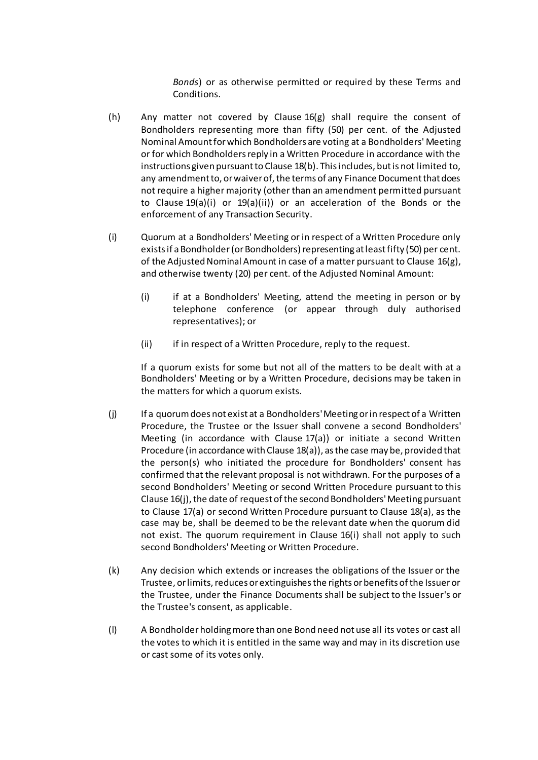*Bonds*) or as otherwise permitted or required by these Terms and Conditions.

(h) Any matter not covered by Clause 16(g) shall require the consent of Bondholders representing more than fifty (50) per cent. of the Adjusted Nominal Amount for which Bondholders are voting at a Bondholders' Meeting or for which Bondholders reply in a Written Procedure in accordance with the instructions given pursuant to Clause 18(b). This includes, but is not limited to, any amendment to, or waiver of, the terms of any Finance Document that does not require a higher majority (other than an amendment permitted pursuant to Clause 19(a)(i) or 19(a)(ii)) or an acceleration of the Bonds or the enforcement of any Transaction Security.

(i) Quorum at a Bondholders' Meeting or in respect of a Written Procedure only exists if a Bondholder (or Bondholders) representing at least fifty (50) per cent. of the Adjusted Nominal Amount in case of a matter pursuant to Clause 16(g), and otherwise twenty (20) per cent. of the Adjusted Nominal Amount:

   (i) if at a Bondholders' Meeting, attend the meeting in person or by telephone conference (or appear through duly authorised representatives); or

   (ii) if in respect of a Written Procedure, reply to the request.

   If a quorum exists for some but not all of the matters to be dealt with at a Bondholders' Meeting or by a Written Procedure, decisions may be taken in the matters for which a quorum exists.

(j) If a quorum does not exist at a Bondholders' Meeting or in respect of a Written Procedure, the Trustee or the Issuer shall convene a second Bondholders' Meeting (in accordance with Clause 17(a)) or initiate a second Written Procedure (in accordance with Clause 18(a)), as the case may be, provided that the person(s) who initiated the procedure for Bondholders' consent has confirmed that the relevant proposal is not withdrawn. For the purposes of a second Bondholders' Meeting or second Written Procedure pursuant to this Clause 16(j), the date of request of the second Bondholders' Meeting pursuant to Clause 17(a) or second Written Procedure pursuant to Clause 18(a), as the case may be, shall be deemed to be the relevant date when the quorum did not exist. The quorum requirement in Clause 16(i) shall not apply to such second Bondholders' Meeting or Written Procedure.

(k) Any decision which extends or increases the obligations of the Issuer or the Trustee, or limits, reduces or extinguishes the rights or benefits of the Issuer or the Trustee, under the Finance Documents shall be subject to the Issuer's or the Trustee's consent, as applicable.

(l) A Bondholder holding more than one Bond need not use all its votes or cast all the votes to which it is entitled in the same way and may in its discretion use or cast some of its votes only.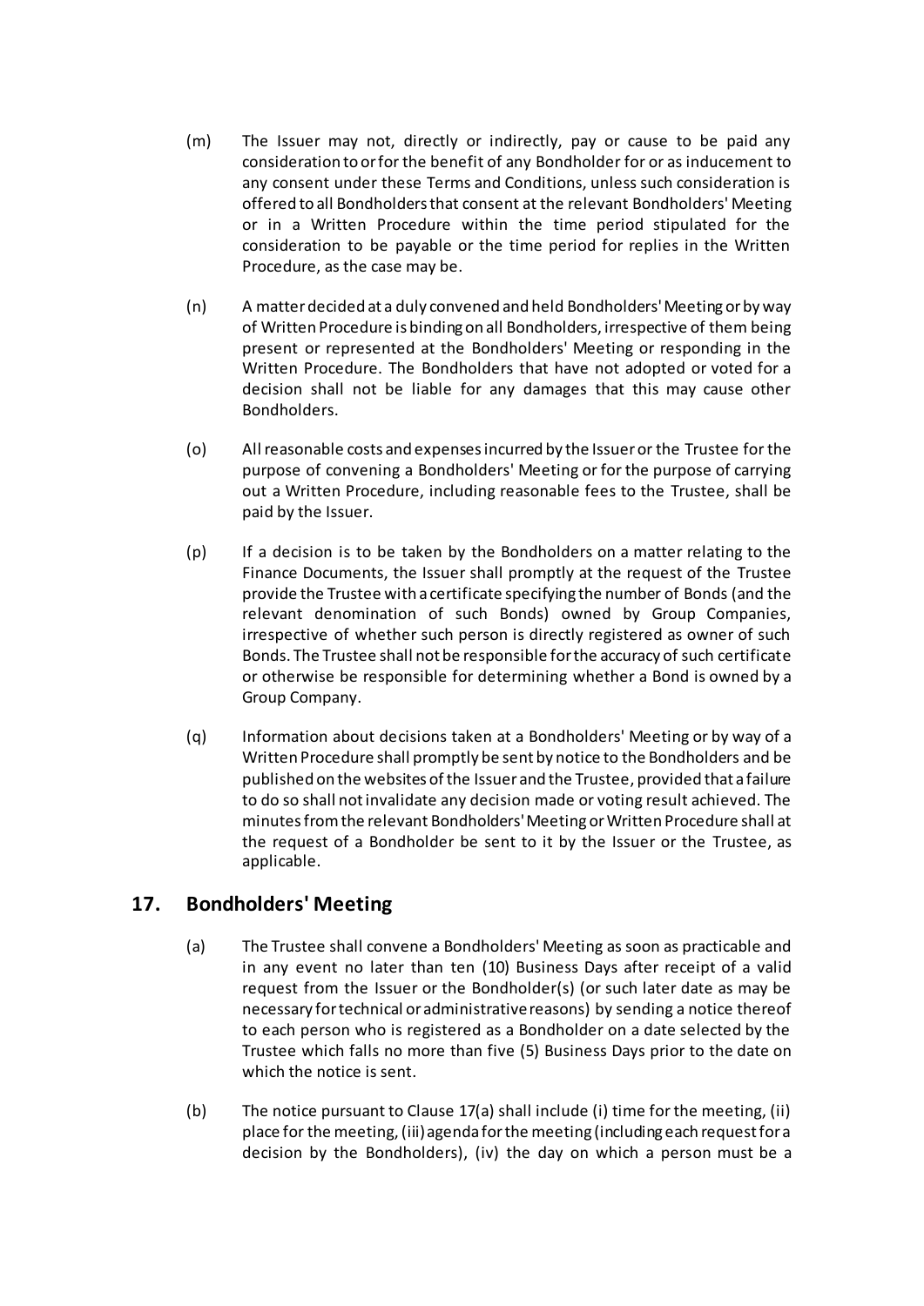(m) The Issuer may not, directly or indirectly, pay or cause to be paid any consideration to or for the benefit of any Bondholder for or as inducement to any consent under these Terms and Conditions, unless such consideration is offered to all Bondholders that consent at the relevant Bondholders' Meeting or in a Written Procedure within the time period stipulated for the consideration to be payable or the time period for replies in the Written Procedure, as the case may be.

(n) A matter decided at a duly convened and held Bondholders' Meeting or by way of Written Procedure is binding on all Bondholders, irrespective of them being present or represented at the Bondholders' Meeting or responding in the Written Procedure. The Bondholders that have not adopted or voted for a decision shall not be liable for any damages that this may cause other Bondholders.

(o) All reasonable costs and expenses incurred by the Issuer or the Trustee for the purpose of convening a Bondholders' Meeting or for the purpose of carrying out a Written Procedure, including reasonable fees to the Trustee, shall be paid by the Issuer.

(p) If a decision is to be taken by the Bondholders on a matter relating to the Finance Documents, the Issuer shall promptly at the request of the Trustee provide the Trustee with a certificate specifying the number of Bonds (and the relevant denomination of such Bonds) owned by Group Companies, irrespective of whether such person is directly registered as owner of such Bonds. The Trustee shall not be responsible for the accuracy of such certificate or otherwise be responsible for determining whether a Bond is owned by a Group Company.

(q) Information about decisions taken at a Bondholders' Meeting or by way of a Written Procedure shall promptly be sent by notice to the Bondholders and be published on the websites of the Issuer and the Trustee, provided that a failure to do so shall not invalidate any decision made or voting result achieved. The minutes from the relevant Bondholders' Meeting or Written Procedure shall at the request of a Bondholder be sent to it by the Issuer or the Trustee, as applicable.

## 17. Bondholders' Meeting

(a) The Trustee shall convene a Bondholders' Meeting as soon as practicable and in any event no later than ten (10) Business Days after receipt of a valid request from the Issuer or the Bondholder(s) (or such later date as may be necessary for technical or administrative reasons) by sending a notice thereof to each person who is registered as a Bondholder on a date selected by the Trustee which falls no more than five (5) Business Days prior to the date on which the notice is sent.

(b) The notice pursuant to Clause 17(a) shall include (i) time for the meeting, (ii) place for the meeting, (iii) agenda for the meeting (including each request for a decision by the Bondholders), (iv) the day on which a person must be a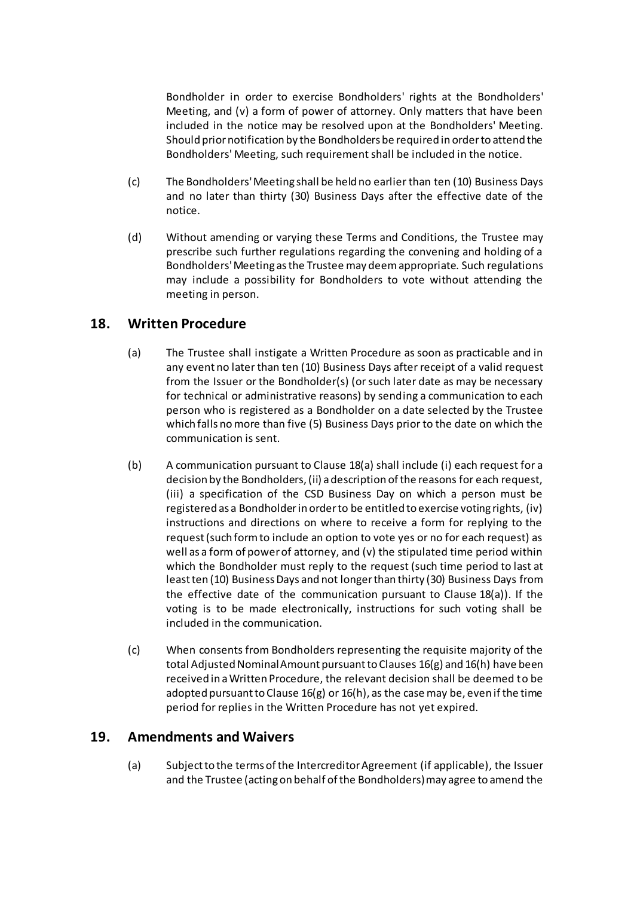Bondholder in order to exercise Bondholders' rights at the Bondholders' Meeting, and (v) a form of power of attorney. Only matters that have been included in the notice may be resolved upon at the Bondholders' Meeting. Should prior notification by the Bondholders be required in order to attend the Bondholders' Meeting, such requirement shall be included in the notice.

(c) The Bondholders' Meeting shall be held no earlier than ten (10) Business Days and no later than thirty (30) Business Days after the effective date of the notice.

(d) Without amending or varying these Terms and Conditions, the Trustee may prescribe such further regulations regarding the convening and holding of a Bondholders' Meeting as the Trustee may deem appropriate. Such regulations may include a possibility for Bondholders to vote without attending the meeting in person.

## 18. Written Procedure

(a) The Trustee shall instigate a Written Procedure as soon as practicable and in any event no later than ten (10) Business Days after receipt of a valid request from the Issuer or the Bondholder(s) (or such later date as may be necessary for technical or administrative reasons) by sending a communication to each person who is registered as a Bondholder on a date selected by the Trustee which falls no more than five (5) Business Days prior to the date on which the communication is sent.

(b) A communication pursuant to Clause 18(a) shall include (i) each request for a decision by the Bondholders, (ii) a description of the reasons for each request, (iii) a specification of the CSD Business Day on which a person must be registered as a Bondholder in order to be entitled to exercise voting rights, (iv) instructions and directions on where to receive a form for replying to the request (such form to include an option to vote yes or no for each request) as well as a form of power of attorney, and (v) the stipulated time period within which the Bondholder must reply to the request (such time period to last at least ten (10) Business Days and not longer than thirty (30) Business Days from the effective date of the communication pursuant to Clause 18(a)). If the voting is to be made electronically, instructions for such voting shall be included in the communication.

(c) When consents from Bondholders representing the requisite majority of the total Adjusted Nominal Amount pursuant to Clauses 16(g) and 16(h) have been received in a Written Procedure, the relevant decision shall be deemed to be adopted pursuant to Clause 16(g) or 16(h), as the case may be, even if the time period for replies in the Written Procedure has not yet expired.

## 19. Amendments and Waivers

(a) Subject to the terms of the Intercreditor Agreement (if applicable), the Issuer and the Trustee (acting on behalf of the Bondholders) may agree to amend the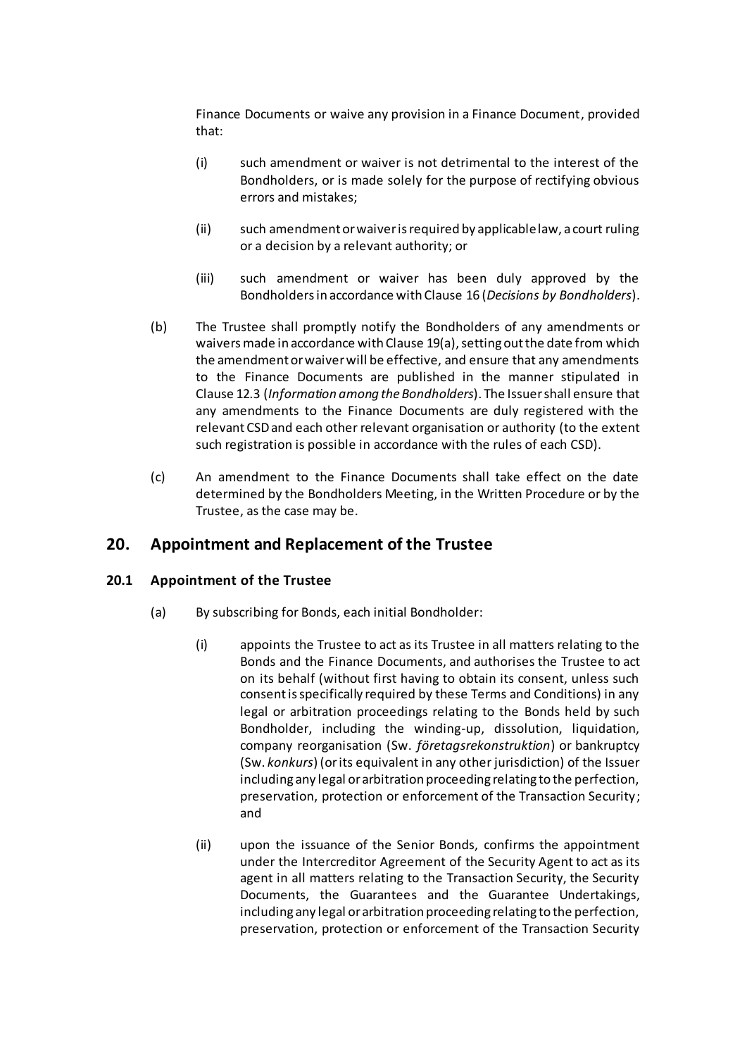Finance Documents or waive any provision in a Finance Document, provided that:

(i) such amendment or waiver is not detrimental to the interest of the Bondholders, or is made solely for the purpose of rectifying obvious errors and mistakes;

(ii) such amendment or waiver is required by applicable law, a court ruling or a decision by a relevant authority; or

(iii) such amendment or waiver has been duly approved by the Bondholders in accordance with Clause 16 (*Decisions by Bondholders*).

(b) The Trustee shall promptly notify the Bondholders of any amendments or waivers made in accordance with Clause 19(a), setting out the date from which the amendment or waiver will be effective, and ensure that any amendments to the Finance Documents are published in the manner stipulated in Clause 12.3 (*Information among the Bondholders*). The Issuer shall ensure that any amendments to the Finance Documents are duly registered with the relevant CSD and each other relevant organisation or authority (to the extent such registration is possible in accordance with the rules of each CSD).

(c) An amendment to the Finance Documents shall take effect on the date determined by the Bondholders Meeting, in the Written Procedure or by the Trustee, as the case may be.

## 20. Appointment and Replacement of the Trustee

### 20.1 Appointment of the Trustee

(a) By subscribing for Bonds, each initial Bondholder:

(i) appoints the Trustee to act as its Trustee in all matters relating to the Bonds and the Finance Documents, and authorises the Trustee to act on its behalf (without first having to obtain its consent, unless such consent is specifically required by these Terms and Conditions) in any legal or arbitration proceedings relating to the Bonds held by such Bondholder, including the winding-up, dissolution, liquidation, company reorganisation (Sw. *företagsrekonstruktion*) or bankruptcy (Sw. *konkurs*) (or its equivalent in any other jurisdiction) of the Issuer including any legal or arbitration proceeding relating to the perfection, preservation, protection or enforcement of the Transaction Security; and

(ii) upon the issuance of the Senior Bonds, confirms the appointment under the Intercreditor Agreement of the Security Agent to act as its agent in all matters relating to the Transaction Security, the Security Documents, the Guarantees and the Guarantee Undertakings, including any legal or arbitration proceeding relating to the perfection, preservation, protection or enforcement of the Transaction Security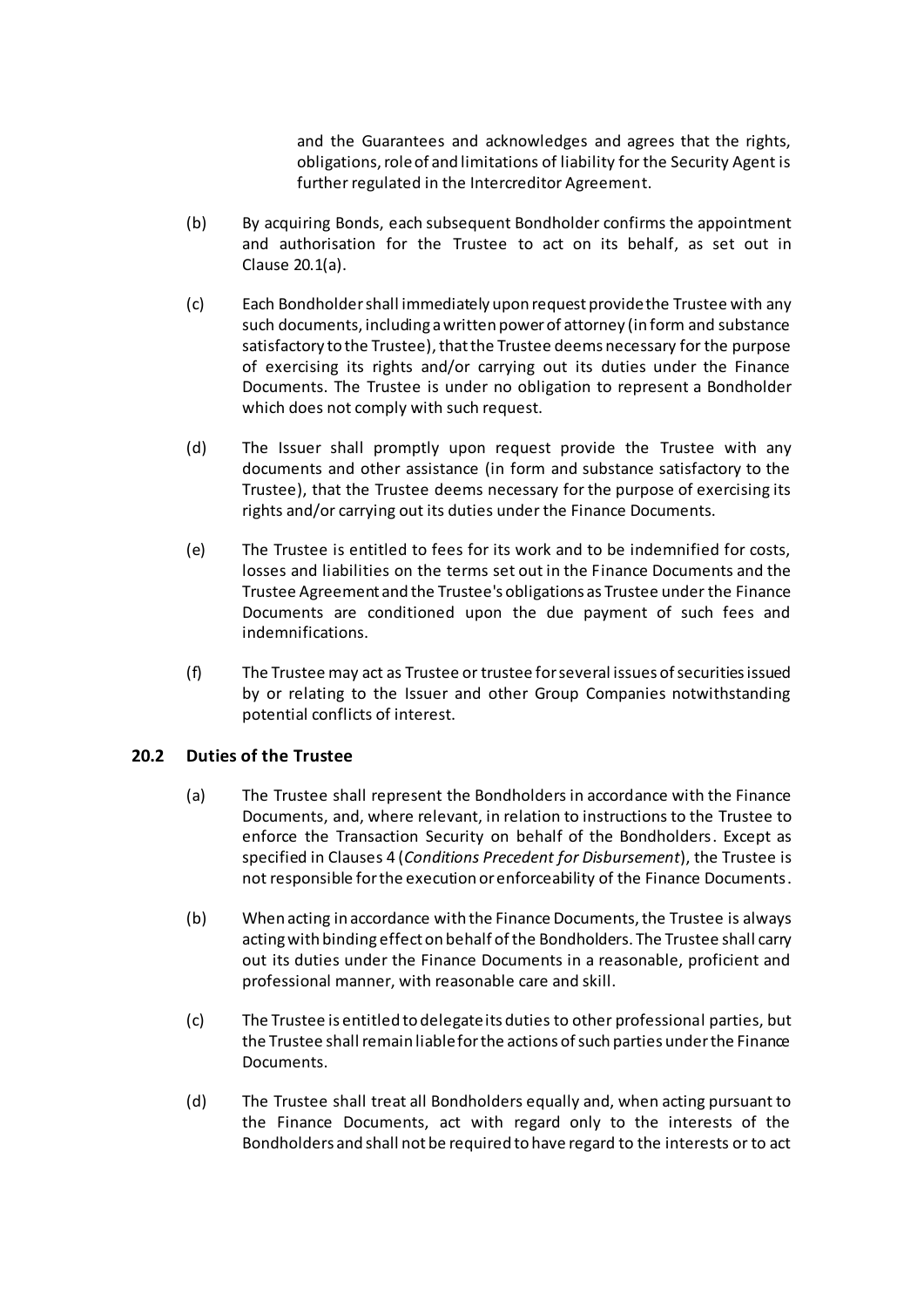and the Guarantees and acknowledges and agrees that the rights, obligations, role of and limitations of liability for the Security Agent is further regulated in the Intercreditor Agreement.

(b) By acquiring Bonds, each subsequent Bondholder confirms the appointment and authorisation for the Trustee to act on its behalf, as set out in Clause 20.1(a).

(c) Each Bondholder shall immediately upon request provide the Trustee with any such documents, including a written power of attorney (in form and substance satisfactory to the Trustee), that the Trustee deems necessary for the purpose of exercising its rights and/or carrying out its duties under the Finance Documents. The Trustee is under no obligation to represent a Bondholder which does not comply with such request.

(d) The Issuer shall promptly upon request provide the Trustee with any documents and other assistance (in form and substance satisfactory to the Trustee), that the Trustee deems necessary for the purpose of exercising its rights and/or carrying out its duties under the Finance Documents.

(e) The Trustee is entitled to fees for its work and to be indemnified for costs, losses and liabilities on the terms set out in the Finance Documents and the Trustee Agreement and the Trustee's obligations as Trustee under the Finance Documents are conditioned upon the due payment of such fees and indemnifications.

(f) The Trustee may act as Trustee or trustee for several issues of securities issued by or relating to the Issuer and other Group Companies notwithstanding potential conflicts of interest.

## 20.2 Duties of the Trustee

(a) The Trustee shall represent the Bondholders in accordance with the Finance Documents, and, where relevant, in relation to instructions to the Trustee to enforce the Transaction Security on behalf of the Bondholders. Except as specified in Clauses 4 (*Conditions Precedent for Disbursement*), the Trustee is not responsible for the execution or enforceability of the Finance Documents.

(b) When acting in accordance with the Finance Documents, the Trustee is always acting with binding effect on behalf of the Bondholders. The Trustee shall carry out its duties under the Finance Documents in a reasonable, proficient and professional manner, with reasonable care and skill.

(c) The Trustee is entitled to delegate its duties to other professional parties, but the Trustee shall remain liable for the actions of such parties under the Finance Documents.

(d) The Trustee shall treat all Bondholders equally and, when acting pursuant to the Finance Documents, act with regard only to the interests of the Bondholders and shall not be required to have regard to the interests or to act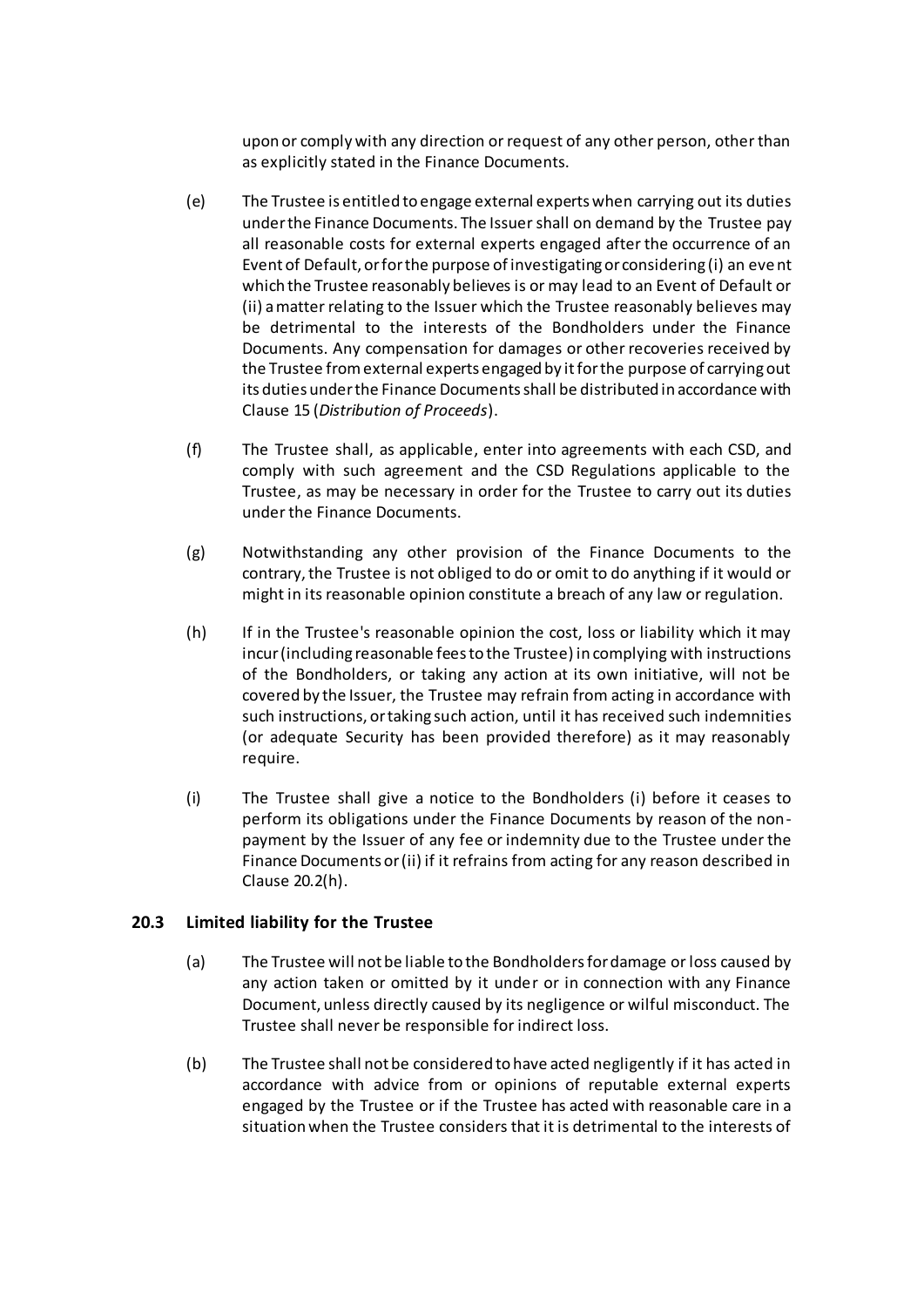upon or comply with any direction or request of any other person, other than as explicitly stated in the Finance Documents.

(e) The Trustee is entitled to engage external experts when carrying out its duties under the Finance Documents. The Issuer shall on demand by the Trustee pay all reasonable costs for external experts engaged after the occurrence of an Event of Default, or for the purpose of investigating or considering (i) an event which the Trustee reasonably believes is or may lead to an Event of Default or (ii) a matter relating to the Issuer which the Trustee reasonably believes may be detrimental to the interests of the Bondholders under the Finance Documents. Any compensation for damages or other recoveries received by the Trustee from external experts engaged by it for the purpose of carrying out its duties under the Finance Documents shall be distributed in accordance with Clause 15 (*Distribution of Proceeds*).

(f) The Trustee shall, as applicable, enter into agreements with each CSD, and comply with such agreement and the CSD Regulations applicable to the Trustee, as may be necessary in order for the Trustee to carry out its duties under the Finance Documents.

(g) Notwithstanding any other provision of the Finance Documents to the contrary, the Trustee is not obliged to do or omit to do anything if it would or might in its reasonable opinion constitute a breach of any law or regulation.

(h) If in the Trustee's reasonable opinion the cost, loss or liability which it may incur (including reasonable fees to the Trustee) in complying with instructions of the Bondholders, or taking any action at its own initiative, will not be covered by the Issuer, the Trustee may refrain from acting in accordance with such instructions, or taking such action, until it has received such indemnities (or adequate Security has been provided therefore) as it may reasonably require.

(i) The Trustee shall give a notice to the Bondholders (i) before it ceases to perform its obligations under the Finance Documents by reason of the non-payment by the Issuer of any fee or indemnity due to the Trustee under the Finance Documents or (ii) if it refrains from acting for any reason described in Clause 20.2(h).

### 20.3 Limited liability for the Trustee

(a) The Trustee will not be liable to the Bondholders for damage or loss caused by any action taken or omitted by it under or in connection with any Finance Document, unless directly caused by its negligence or wilful misconduct. The Trustee shall never be responsible for indirect loss.

(b) The Trustee shall not be considered to have acted negligently if it has acted in accordance with advice from or opinions of reputable external experts engaged by the Trustee or if the Trustee has acted with reasonable care in a situation when the Trustee considers that it is detrimental to the interests of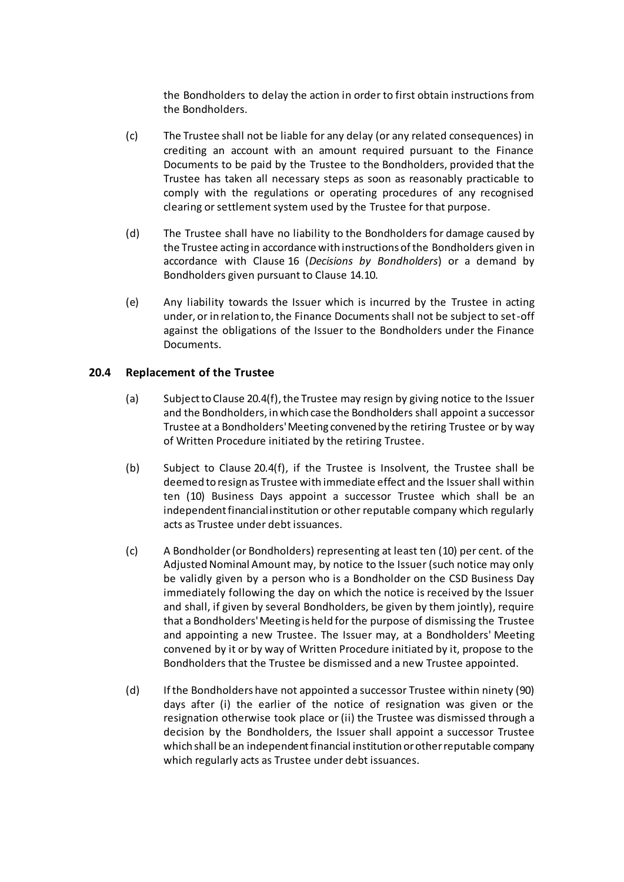the Bondholders to delay the action in order to first obtain instructions from the Bondholders.

(c) The Trustee shall not be liable for any delay (or any related consequences) in crediting an account with an amount required pursuant to the Finance Documents to be paid by the Trustee to the Bondholders, provided that the Trustee has taken all necessary steps as soon as reasonably practicable to comply with the regulations or operating procedures of any recognised clearing or settlement system used by the Trustee for that purpose.

(d) The Trustee shall have no liability to the Bondholders for damage caused by the Trustee acting in accordance with instructions of the Bondholders given in accordance with Clause 16 (*Decisions by Bondholders*) or a demand by Bondholders given pursuant to Clause 14.10.

(e) Any liability towards the Issuer which is incurred by the Trustee in acting under, or in relation to, the Finance Documents shall not be subject to set-off against the obligations of the Issuer to the Bondholders under the Finance Documents.

### 20.4 Replacement of the Trustee

(a) Subject to Clause 20.4(f), the Trustee may resign by giving notice to the Issuer and the Bondholders, in which case the Bondholders shall appoint a successor Trustee at a Bondholders' Meeting convened by the retiring Trustee or by way of Written Procedure initiated by the retiring Trustee.

(b) Subject to Clause 20.4(f), if the Trustee is Insolvent, the Trustee shall be deemed to resign as Trustee with immediate effect and the Issuer shall within ten (10) Business Days appoint a successor Trustee which shall be an independent financial institution or other reputable company which regularly acts as Trustee under debt issuances.

(c) A Bondholder (or Bondholders) representing at least ten (10) per cent. of the Adjusted Nominal Amount may, by notice to the Issuer (such notice may only be validly given by a person who is a Bondholder on the CSD Business Day immediately following the day on which the notice is received by the Issuer and shall, if given by several Bondholders, be given by them jointly), require that a Bondholders' Meeting is held for the purpose of dismissing the Trustee and appointing a new Trustee. The Issuer may, at a Bondholders' Meeting convened by it or by way of Written Procedure initiated by it, propose to the Bondholders that the Trustee be dismissed and a new Trustee appointed.

(d) If the Bondholders have not appointed a successor Trustee within ninety (90) days after (i) the earlier of the notice of resignation was given or the resignation otherwise took place or (ii) the Trustee was dismissed through a decision by the Bondholders, the Issuer shall appoint a successor Trustee which shall be an independent financial institution or other reputable company which regularly acts as Trustee under debt issuances.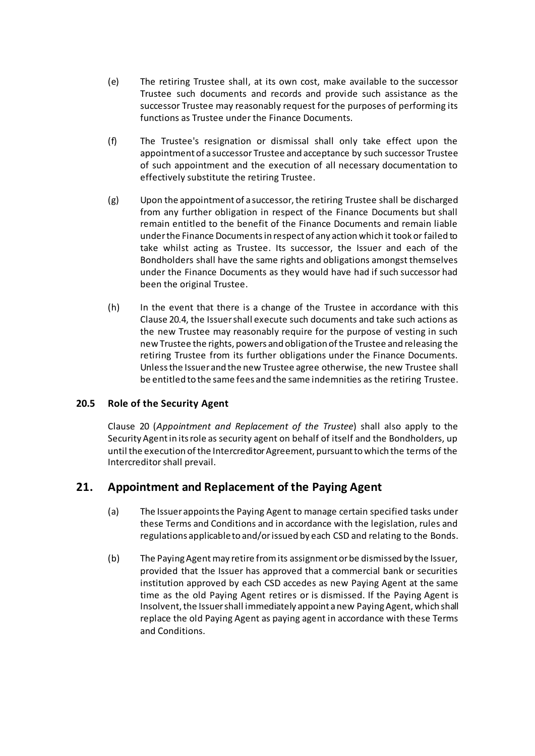(e) The retiring Trustee shall, at its own cost, make available to the successor Trustee such documents and records and provide such assistance as the successor Trustee may reasonably request for the purposes of performing its functions as Trustee under the Finance Documents.

(f) The Trustee's resignation or dismissal shall only take effect upon the appointment of a successor Trustee and acceptance by such successor Trustee of such appointment and the execution of all necessary documentation to effectively substitute the retiring Trustee.

(g) Upon the appointment of a successor, the retiring Trustee shall be discharged from any further obligation in respect of the Finance Documents but shall remain entitled to the benefit of the Finance Documents and remain liable under the Finance Documents in respect of any action which it took or failed to take whilst acting as Trustee. Its successor, the Issuer and each of the Bondholders shall have the same rights and obligations amongst themselves under the Finance Documents as they would have had if such successor had been the original Trustee.

(h) In the event that there is a change of the Trustee in accordance with this Clause 20.4, the Issuer shall execute such documents and take such actions as the new Trustee may reasonably require for the purpose of vesting in such new Trustee the rights, powers and obligation of the Trustee and releasing the retiring Trustee from its further obligations under the Finance Documents. Unless the Issuer and the new Trustee agree otherwise, the new Trustee shall be entitled to the same fees and the same indemnities as the retiring Trustee.

### 20.5 Role of the Security Agent

Clause 20 (*Appointment and Replacement of the Trustee*) shall also apply to the Security Agent in its role as security agent on behalf of itself and the Bondholders, up until the execution of the Intercreditor Agreement, pursuant to which the terms of the Intercreditor shall prevail.

## 21. Appointment and Replacement of the Paying Agent

(a) The Issuer appoints the Paying Agent to manage certain specified tasks under these Terms and Conditions and in accordance with the legislation, rules and regulations applicable to and/or issued by each CSD and relating to the Bonds.

(b) The Paying Agent may retire from its assignment or be dismissed by the Issuer, provided that the Issuer has approved that a commercial bank or securities institution approved by each CSD accedes as new Paying Agent at the same time as the old Paying Agent retires or is dismissed. If the Paying Agent is Insolvent, the Issuer shall immediately appoint a new Paying Agent, which shall replace the old Paying Agent as paying agent in accordance with these Terms and Conditions.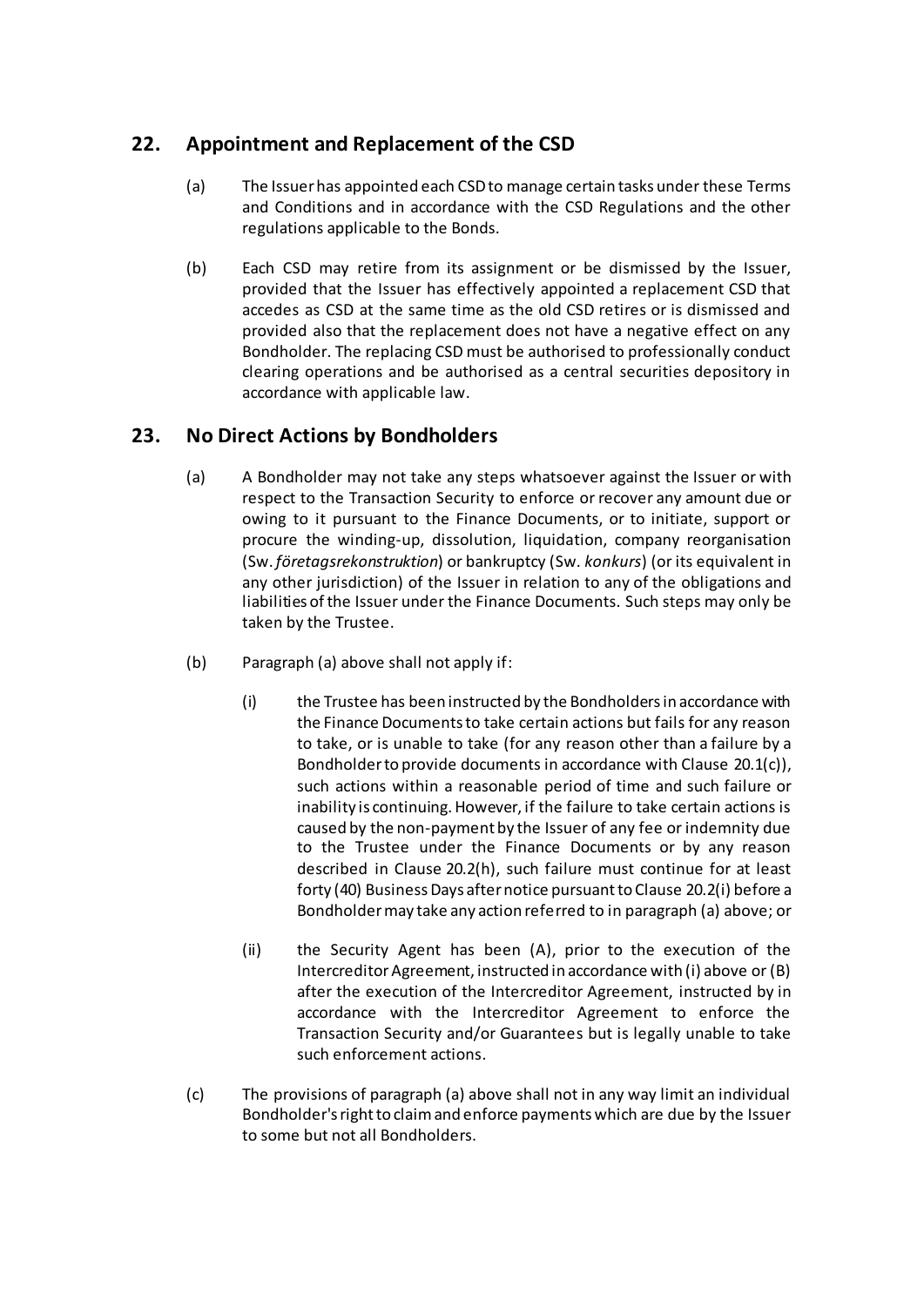## 22. Appointment and Replacement of the CSD

(a) The Issuer has appointed each CSD to manage certain tasks under these Terms and Conditions and in accordance with the CSD Regulations and the other regulations applicable to the Bonds.

(b) Each CSD may retire from its assignment or be dismissed by the Issuer, provided that the Issuer has effectively appointed a replacement CSD that accedes as CSD at the same time as the old CSD retires or is dismissed and provided also that the replacement does not have a negative effect on any Bondholder. The replacing CSD must be authorised to professionally conduct clearing operations and be authorised as a central securities depository in accordance with applicable law.

## 23. No Direct Actions by Bondholders

(a) A Bondholder may not take any steps whatsoever against the Issuer or with respect to the Transaction Security to enforce or recover any amount due or owing to it pursuant to the Finance Documents, or to initiate, support or procure the winding-up, dissolution, liquidation, company reorganisation (Sw. *företagsrekonstruktion*) or bankruptcy (Sw. *konkurs*) (or its equivalent in any other jurisdiction) of the Issuer in relation to any of the obligations and liabilities of the Issuer under the Finance Documents. Such steps may only be taken by the Trustee.

(b) Paragraph (a) above shall not apply if:

(i) the Trustee has been instructed by the Bondholders in accordance with the Finance Documents to take certain actions but fails for any reason to take, or is unable to take (for any reason other than a failure by a Bondholder to provide documents in accordance with Clause 20.1(c)), such actions within a reasonable period of time and such failure or inability is continuing. However, if the failure to take certain actions is caused by the non-payment by the Issuer of any fee or indemnity due to the Trustee under the Finance Documents or by any reason described in Clause 20.2(h), such failure must continue for at least forty (40) Business Days after notice pursuant to Clause 20.2(i) before a Bondholder may take any action referred to in paragraph (a) above; or

(ii) the Security Agent has been (A), prior to the execution of the Intercreditor Agreement, instructed in accordance with (i) above or (B) after the execution of the Intercreditor Agreement, instructed by in accordance with the Intercreditor Agreement to enforce the Transaction Security and/or Guarantees but is legally unable to take such enforcement actions.

(c) The provisions of paragraph (a) above shall not in any way limit an individual Bondholder's right to claim and enforce payments which are due by the Issuer to some but not all Bondholders.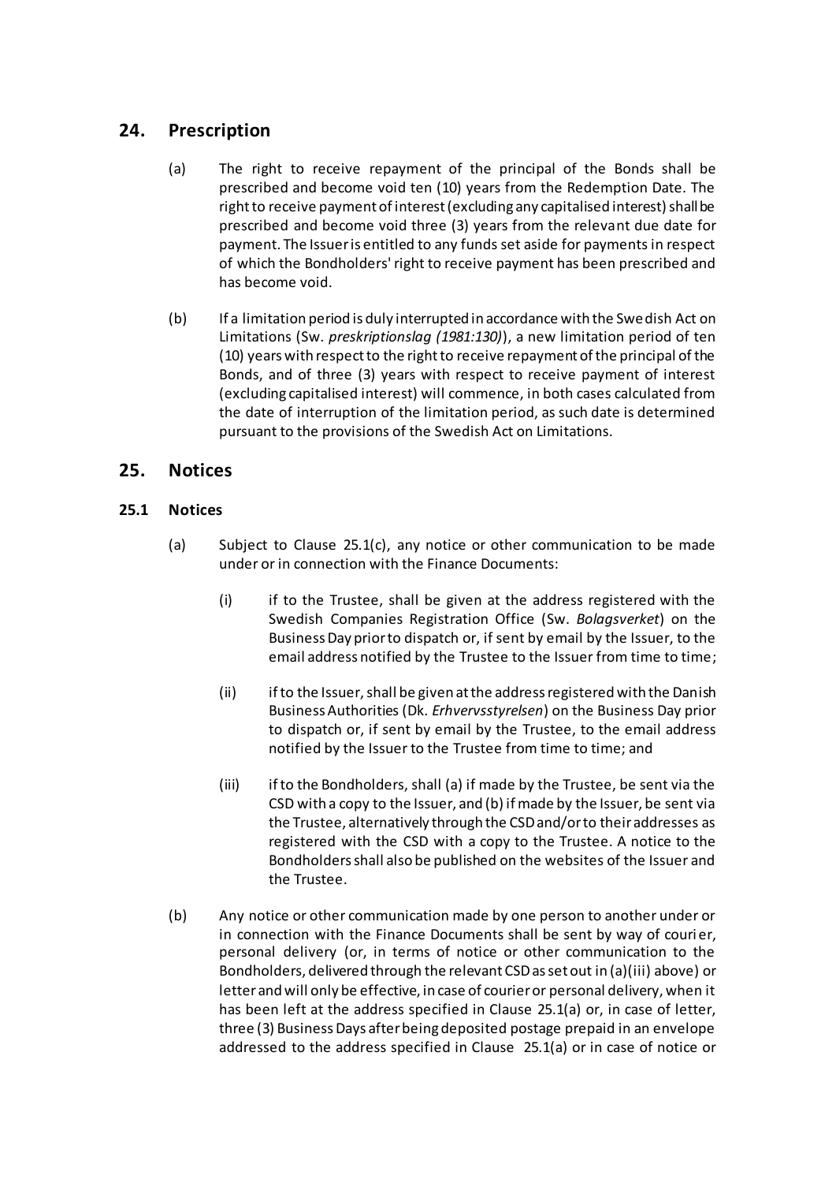## 24. Prescription

(a) The right to receive repayment of the principal of the Bonds shall be prescribed and become void ten (10) years from the Redemption Date. The right to receive payment of interest (excluding any capitalised interest) shall be prescribed and become void three (3) years from the relevant due date for payment. The Issuer is entitled to any funds set aside for payments in respect of which the Bondholders' right to receive payment has been prescribed and has become void.

(b) If a limitation period is duly interrupted in accordance with the Swedish Act on Limitations (Sw. *preskriptionslag (1981:130)*), a new limitation period of ten (10) years with respect to the right to receive repayment of the principal of the Bonds, and of three (3) years with respect to receive payment of interest (excluding capitalised interest) will commence, in both cases calculated from the date of interruption of the limitation period, as such date is determined pursuant to the provisions of the Swedish Act on Limitations.

## 25. Notices

### 25.1 Notices

(a) Subject to Clause 25.1(c), any notice or other communication to be made under or in connection with the Finance Documents:

(i) if to the Trustee, shall be given at the address registered with the Swedish Companies Registration Office (Sw. *Bolagsverket*) on the Business Day prior to dispatch or, if sent by email by the Issuer, to the email address notified by the Trustee to the Issuer from time to time;

(ii) if to the Issuer, shall be given at the address registered with the Danish Business Authorities (Dk. *Erhvervsstyrelsen*) on the Business Day prior to dispatch or, if sent by email by the Trustee, to the email address notified by the Issuer to the Trustee from time to time; and

(iii) if to the Bondholders, shall (a) if made by the Trustee, be sent via the CSD with a copy to the Issuer, and (b) if made by the Issuer, be sent via the Trustee, alternatively through the CSD and/or to their addresses as registered with the CSD with a copy to the Trustee. A notice to the Bondholders shall also be published on the websites of the Issuer and the Trustee.

(b) Any notice or other communication made by one person to another under or in connection with the Finance Documents shall be sent by way of courier, personal delivery (or, in terms of notice or other communication to the Bondholders, delivered through the relevant CSD as set out in (a)(iii) above) or letter and will only be effective, in case of courier or personal delivery, when it has been left at the address specified in Clause 25.1(a) or, in case of letter, three (3) Business Days after being deposited postage prepaid in an envelope addressed to the address specified in Clause 25.1(a) or in case of notice or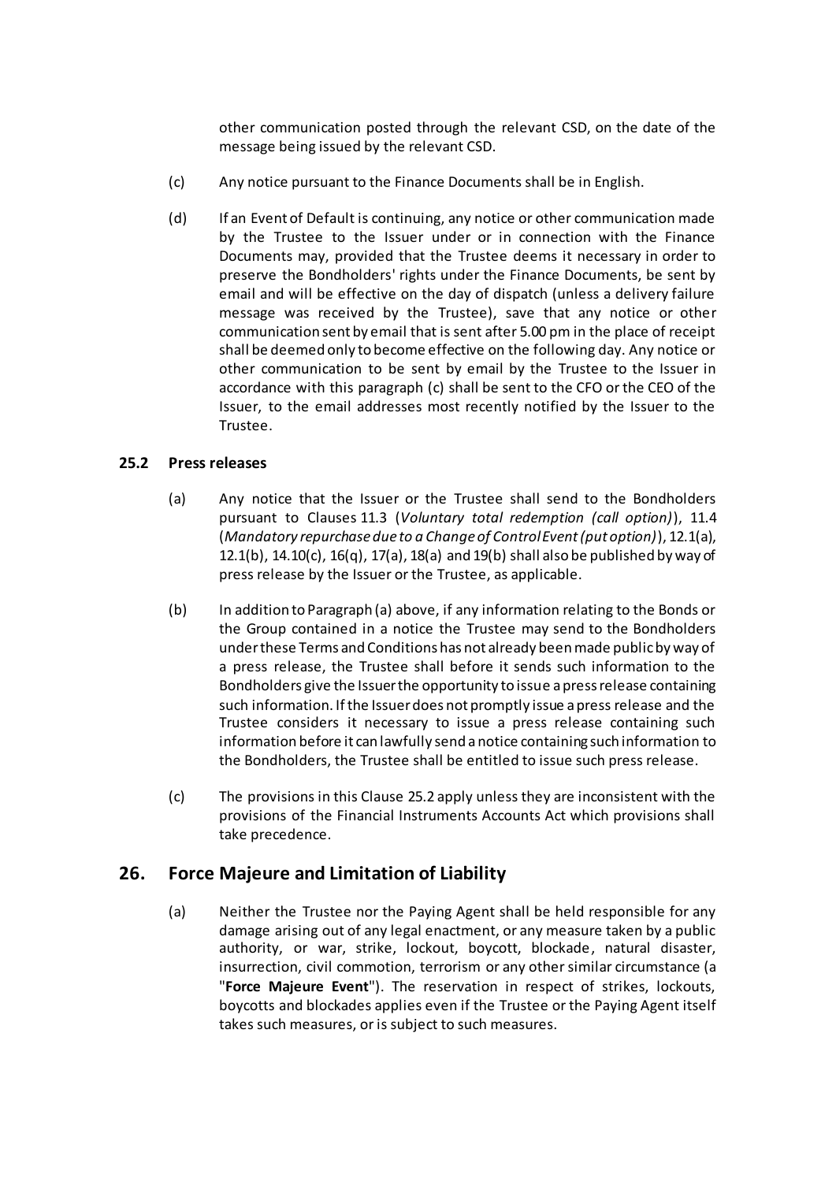other communication posted through the relevant CSD, on the date of the message being issued by the relevant CSD.

(c) Any notice pursuant to the Finance Documents shall be in English.

(d) If an Event of Default is continuing, any notice or other communication made by the Trustee to the Issuer under or in connection with the Finance Documents may, provided that the Trustee deems it necessary in order to preserve the Bondholders' rights under the Finance Documents, be sent by email and will be effective on the day of dispatch (unless a delivery failure message was received by the Trustee), save that any notice or other communication sent by email that is sent after 5.00 pm in the place of receipt shall be deemed only to become effective on the following day. Any notice or other communication to be sent by email by the Trustee to the Issuer in accordance with this paragraph (c) shall be sent to the CFO or the CEO of the Issuer, to the email addresses most recently notified by the Issuer to the Trustee.

### 25.2 Press releases

(a) Any notice that the Issuer or the Trustee shall send to the Bondholders pursuant to Clauses 11.3 (*Voluntary total redemption (call option)*), 11.4 (*Mandatory repurchase due to a Change of Control Event (put option)*), 12.1(a), 12.1(b), 14.10(c), 16(q), 17(a), 18(a) and 19(b) shall also be published by way of press release by the Issuer or the Trustee, as applicable.

(b) In addition to Paragraph (a) above, if any information relating to the Bonds or the Group contained in a notice the Trustee may send to the Bondholders under these Terms and Conditions has not already been made public by way of a press release, the Trustee shall before it sends such information to the Bondholders give the Issuer the opportunity to issue a press release containing such information. If the Issuer does not promptly issue a press release and the Trustee considers it necessary to issue a press release containing such information before it can lawfully send a notice containing such information to the Bondholders, the Trustee shall be entitled to issue such press release.

(c) The provisions in this Clause 25.2 apply unless they are inconsistent with the provisions of the Financial Instruments Accounts Act which provisions shall take precedence.

## 26. Force Majeure and Limitation of Liability

(a) Neither the Trustee nor the Paying Agent shall be held responsible for any damage arising out of any legal enactment, or any measure taken by a public authority, or war, strike, lockout, boycott, blockade, natural disaster, insurrection, civil commotion, terrorism or any other similar circumstance (a "**Force Majeure Event**"). The reservation in respect of strikes, lockouts, boycotts and blockades applies even if the Trustee or the Paying Agent itself takes such measures, or is subject to such measures.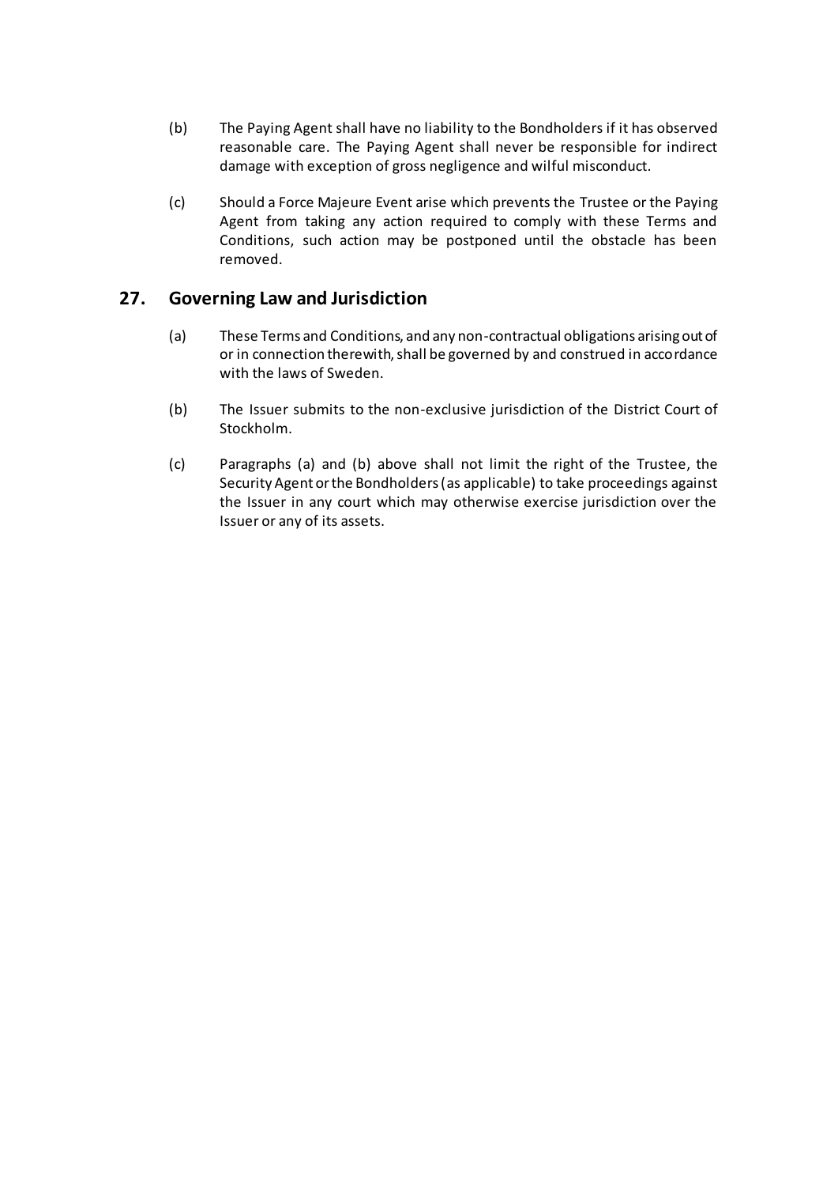(b) The Paying Agent shall have no liability to the Bondholders if it has observed reasonable care. The Paying Agent shall never be responsible for indirect damage with exception of gross negligence and wilful misconduct.

(c) Should a Force Majeure Event arise which prevents the Trustee or the Paying Agent from taking any action required to comply with these Terms and Conditions, such action may be postponed until the obstacle has been removed.

## 27. Governing Law and Jurisdiction

(a) These Terms and Conditions, and any non-contractual obligations arising out of or in connection therewith, shall be governed by and construed in accordance with the laws of Sweden.

(b) The Issuer submits to the non-exclusive jurisdiction of the District Court of Stockholm.

(c) Paragraphs (a) and (b) above shall not limit the right of the Trustee, the Security Agent or the Bondholders (as applicable) to take proceedings against the Issuer in any court which may otherwise exercise jurisdiction over the Issuer or any of its assets.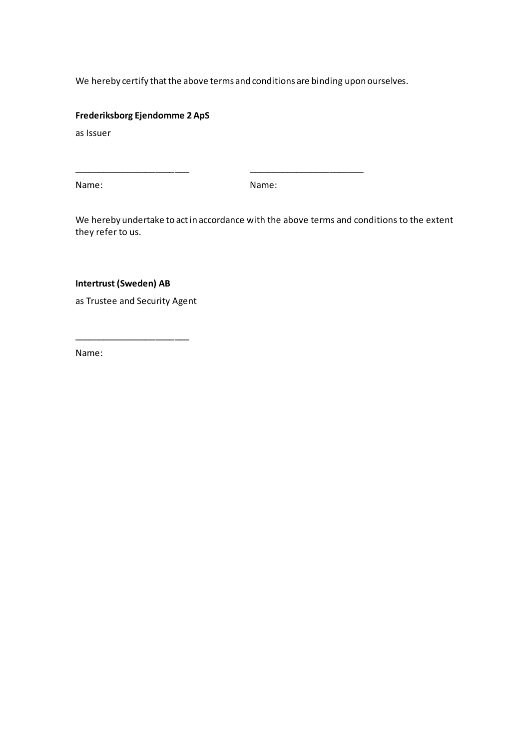We hereby certify that the above terms and conditions are binding upon ourselves.

**Frederiksborg Ejendomme 2 ApS**

as Issuer

\_\_\_\_\_\_\_\_\_\_\_\_\_\_\_\_\_\_\_\_\_\_\_ \_\_\_\_\_\_\_\_\_\_\_\_\_\_\_\_\_\_\_\_\_\_\_

Name: Name:

We hereby undertake to act in accordance with the above terms and conditions to the extent they refer to us.

**Intertrust (Sweden) AB**

as Trustee and Security Agent

\_\_\_\_\_\_\_\_\_\_\_\_\_\_\_\_\_\_\_\_\_\_\_

Name: